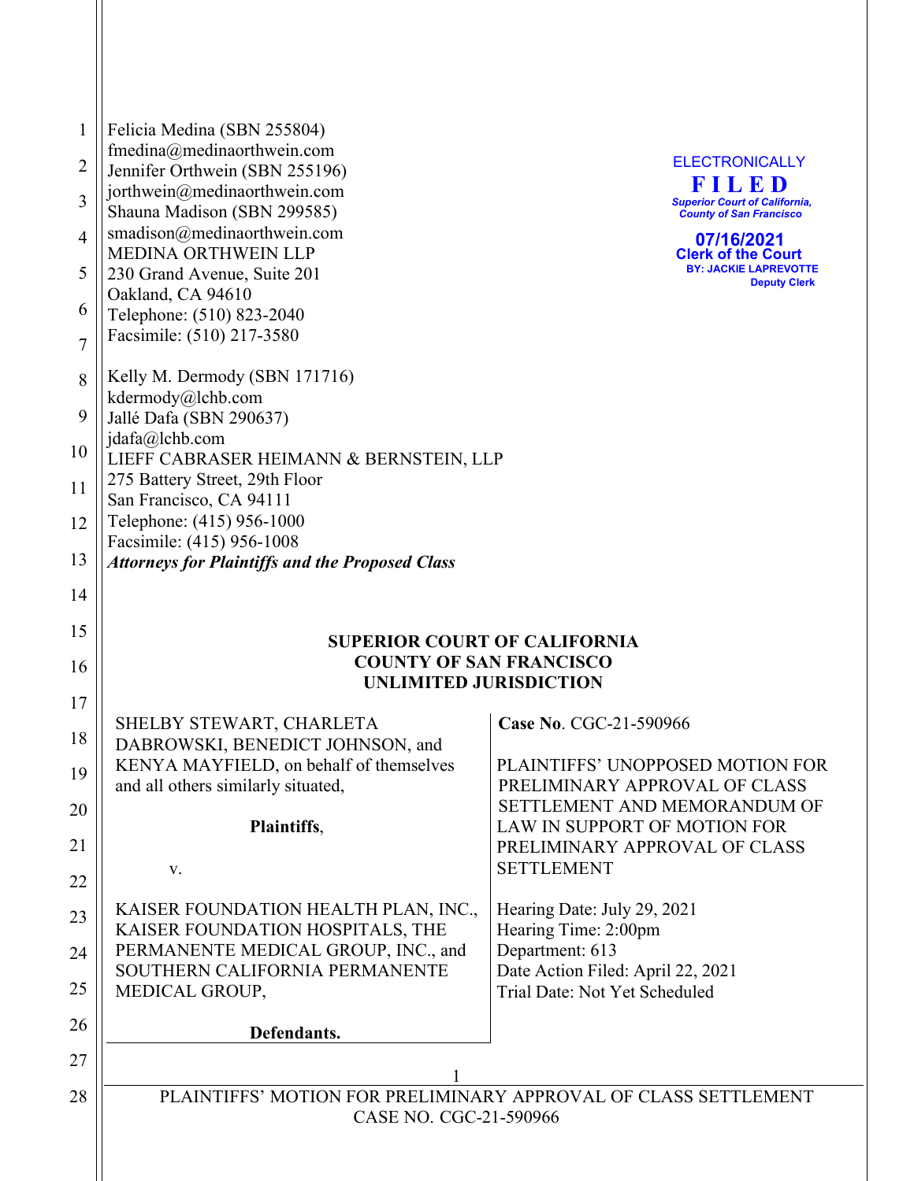Felicia Medina (SBN 255804)
fmedina@medinaorthwein.com
Jennifer Orthwein (SBN 255196)
jorthwein@medinaorthwein.com
Shauna Madison (SBN 299585)
smadison@medinaorthwein.com
MEDINA ORTHWEIN LLP
230 Grand Avenue, Suite 201
Oakland, CA 94610
Telephone: (510) 823-2040
Facsimile: (510) 217-3580

Kelly M. Dermody (SBN 171716)
kdermody@lchb.com
Jallé Dafa (SBN 290637)
jdafa@lchb.com
LIEFF CABRASER HEIMANN & BERNSTEIN, LLP
275 Battery Street, 29th Floor
San Francisco, CA 94111
Telephone: (415) 956-1000
Facsimile: (415) 956-1008

***Attorneys for Plaintiffs and the Proposed Class***

ELECTRONICALLY
**FILED**
*Superior Court of California, County of San Francisco*
**07/16/2021**
**Clerk of the Court**
**BY: JACKIE LAPREVOTTE**
**Deputy Clerk**

**SUPERIOR COURT OF CALIFORNIA**
**COUNTY OF SAN FRANCISCO**
**UNLIMITED JURISDICTION**

| | |
|---|---|
| SHELBY STEWART, CHARLETA DABROWSKI, BENEDICT JOHNSON, and KENYA MAYFIELD, on behalf of themselves and all others similarly situated,<br><br>**Plaintiffs**,<br><br>v.<br><br>KAISER FOUNDATION HEALTH PLAN, INC., KAISER FOUNDATION HOSPITALS, THE PERMANENTE MEDICAL GROUP, INC., and SOUTHERN CALIFORNIA PERMANENTE MEDICAL GROUP,<br><br>**Defendants.** | **Case No**. CGC-21-590966<br><br>PLAINTIFFS' UNOPPOSED MOTION FOR PRELIMINARY APPROVAL OF CLASS SETTLEMENT AND MEMORANDUM OF LAW IN SUPPORT OF MOTION FOR PRELIMINARY APPROVAL OF CLASS SETTLEMENT<br><br>Hearing Date: July 29, 2021<br>Hearing Time: 2:00pm<br>Department: 613<br>Date Action Filed: April 22, 2021<br>Trial Date: Not Yet Scheduled |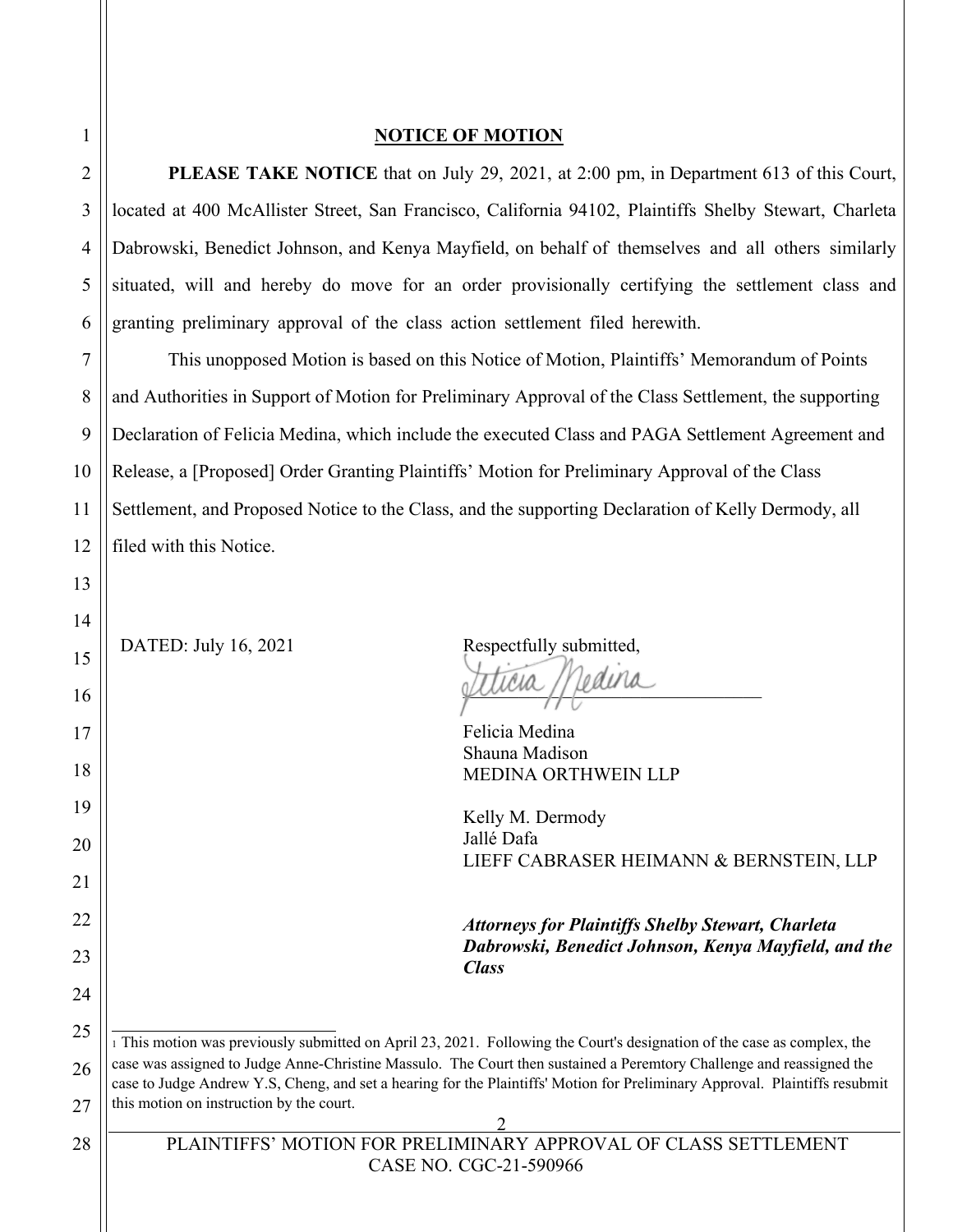## NOTICE OF MOTION

**PLEASE TAKE NOTICE** that on July 29, 2021, at 2:00 pm, in Department 613 of this Court, located at 400 McAllister Street, San Francisco, California 94102, Plaintiffs Shelby Stewart, Charleta Dabrowski, Benedict Johnson, and Kenya Mayfield, on behalf of themselves and all others similarly situated, will and hereby do move for an order provisionally certifying the settlement class and granting preliminary approval of the class action settlement filed herewith.

This unopposed Motion is based on this Notice of Motion, Plaintiffs' Memorandum of Points and Authorities in Support of Motion for Preliminary Approval of the Class Settlement, the supporting Declaration of Felicia Medina, which include the executed Class and PAGA Settlement Agreement and Release, a [Proposed] Order Granting Plaintiffs' Motion for Preliminary Approval of the Class Settlement, and Proposed Notice to the Class, and the supporting Declaration of Kelly Dermody, all filed with this Notice.

DATED: July 16, 2021

Respectfully submitted,

Felicia Medina
Shauna Madison
MEDINA ORTHWEIN LLP

Kelly M. Dermody
Jallé Dafa
LIEFF CABRASER HEIMANN & BERNSTEIN, LLP

***Attorneys for Plaintiffs Shelby Stewart, Charleta Dabrowski, Benedict Johnson, Kenya Mayfield, and the Class***

---

[1] This motion was previously submitted on April 23, 2021. Following the Court's designation of the case as complex, the case was assigned to Judge Anne-Christine Massulo. The Court then sustained a Peremtory Challenge and reassigned the case to Judge Andrew Y.S, Cheng, and set a hearing for the Plaintiffs' Motion for Preliminary Approval. Plaintiffs resubmit this motion on instruction by the court.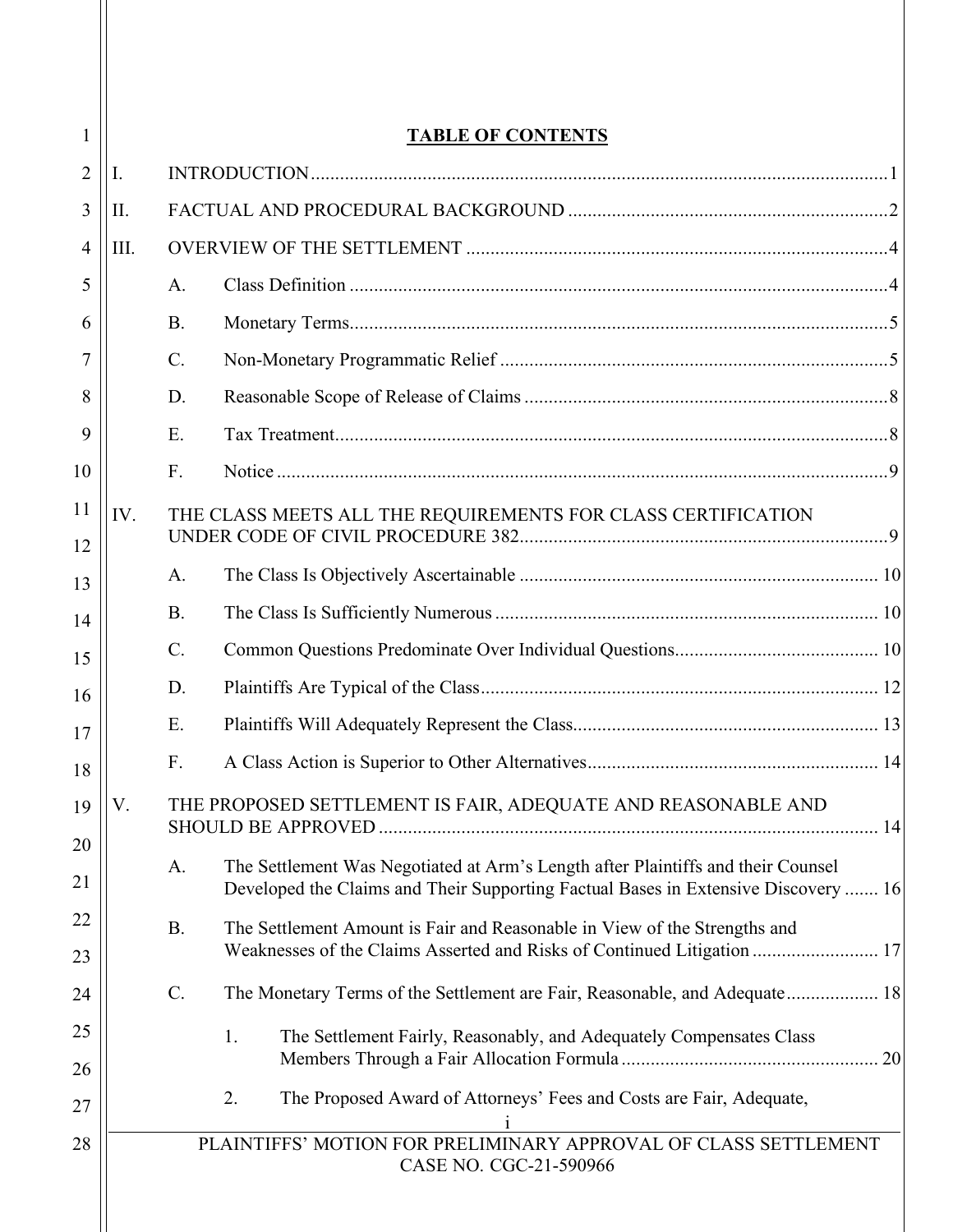**TABLE OF CONTENTS**

I. INTRODUCTION ............................................................. 1

II. FACTUAL AND PROCEDURAL BACKGROUND ............................................................. 2

III. OVERVIEW OF THE SETTLEMENT ............................................................. 4

- A. Class Definition ............................................................. 4
- B. Monetary Terms ............................................................. 5
- C. Non-Monetary Programmatic Relief ............................................................. 5
- D. Reasonable Scope of Release of Claims ............................................................. 8
- E. Tax Treatment ............................................................. 8
- F. Notice ............................................................. 9

IV. THE CLASS MEETS ALL THE REQUIREMENTS FOR CLASS CERTIFICATION UNDER CODE OF CIVIL PROCEDURE 382 ............................................................. 9

- A. The Class Is Objectively Ascertainable ............................................................. 10
- B. The Class Is Sufficiently Numerous ............................................................. 10
- C. Common Questions Predominate Over Individual Questions ............................................................. 10
- D. Plaintiffs Are Typical of the Class ............................................................. 12
- E. Plaintiffs Will Adequately Represent the Class ............................................................. 13
- F. A Class Action is Superior to Other Alternatives ............................................................. 14

V. THE PROPOSED SETTLEMENT IS FAIR, ADEQUATE AND REASONABLE AND SHOULD BE APPROVED ............................................................. 14

- A. The Settlement Was Negotiated at Arm's Length after Plaintiffs and their Counsel Developed the Claims and Their Supporting Factual Bases in Extensive Discovery ....... 16
- B. The Settlement Amount is Fair and Reasonable in View of the Strengths and Weaknesses of the Claims Asserted and Risks of Continued Litigation ............................................................. 17
- C. The Monetary Terms of the Settlement are Fair, Reasonable, and Adequate ............................................................. 18
  - 1. The Settlement Fairly, Reasonably, and Adequately Compensates Class Members Through a Fair Allocation Formula ............................................................. 20
  - 2. The Proposed Award of Attorneys' Fees and Costs are Fair, Adequate,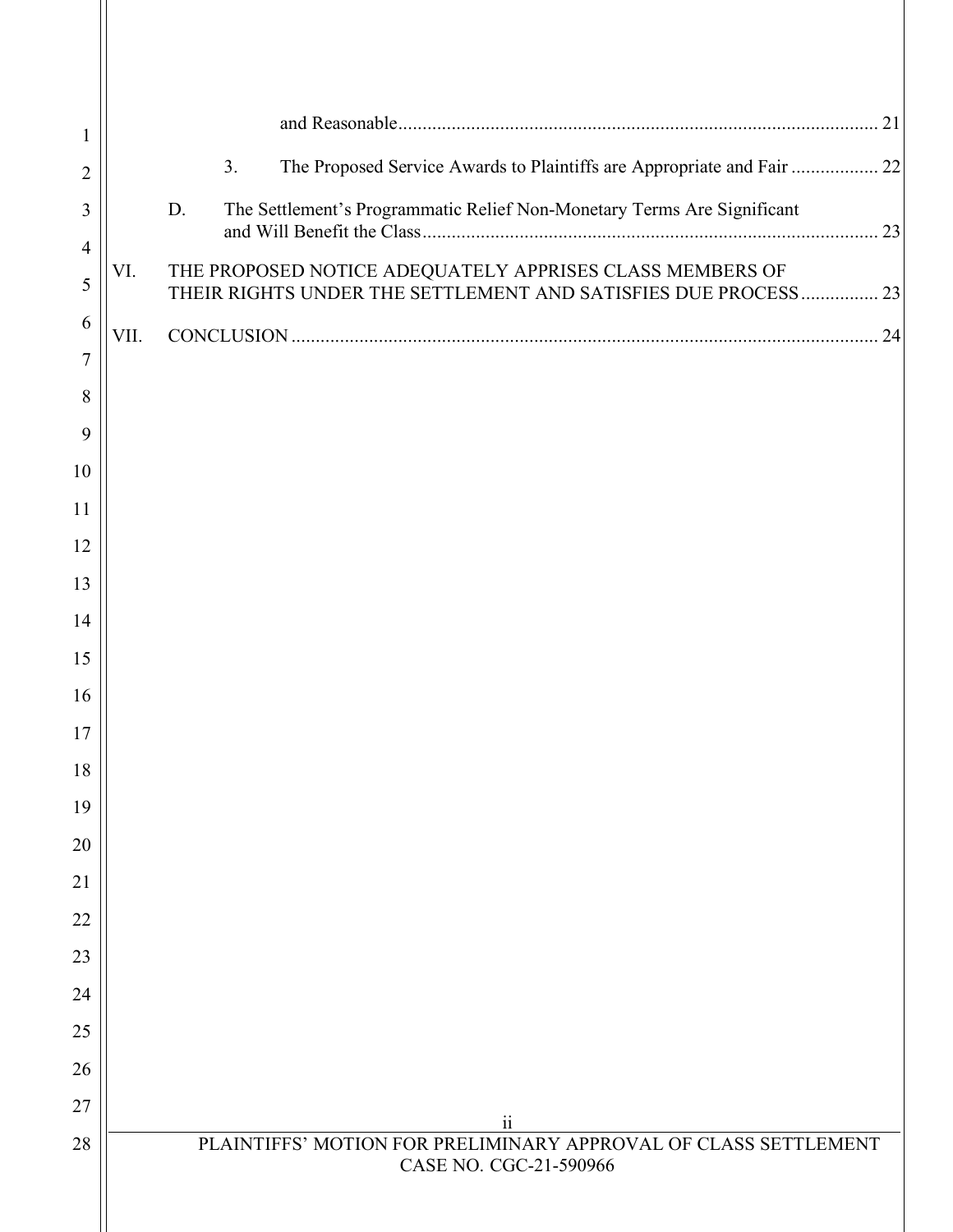and Reasonable ................................................................................................. 21

3. The Proposed Service Awards to Plaintiffs are Appropriate and Fair .................. 22

D. The Settlement's Programmatic Relief Non-Monetary Terms Are Significant and Will Benefit the Class ............................................................................................ 23

VI. THE PROPOSED NOTICE ADEQUATELY APPRISES CLASS MEMBERS OF THEIR RIGHTS UNDER THE SETTLEMENT AND SATISFIES DUE PROCESS ................ 23

VII. CONCLUSION ......................................................................................................... 24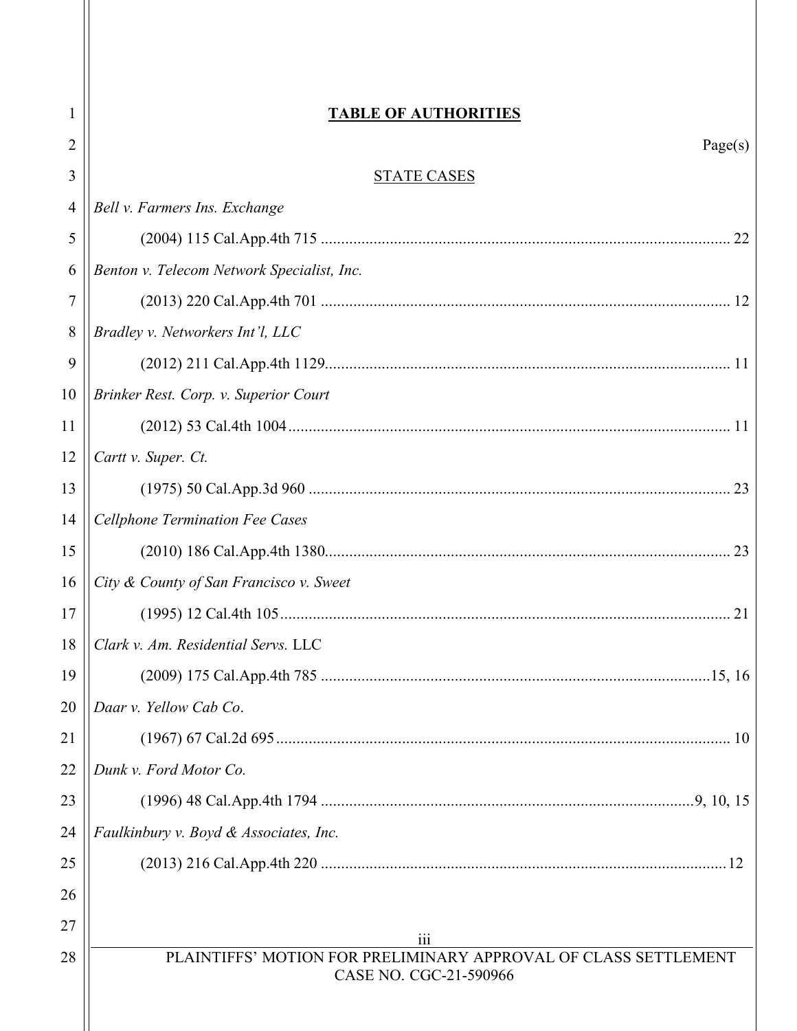**TABLE OF AUTHORITIES**

Page(s)

STATE CASES

*Bell v. Farmers Ins. Exchange*
(2004) 115 Cal.App.4th 715 .......... 22

*Benton v. Telecom Network Specialist, Inc.*
(2013) 220 Cal.App.4th 701 .......... 12

*Bradley v. Networkers Int'l, LLC*
(2012) 211 Cal.App.4th 1129.......... 11

*Brinker Rest. Corp. v. Superior Court*
(2012) 53 Cal.4th 1004.......... 11

*Cartt v. Super. Ct.*
(1975) 50 Cal.App.3d 960 .......... 23

*Cellphone Termination Fee Cases*
(2010) 186 Cal.App.4th 1380.......... 23

*City & County of San Francisco v. Sweet*
(1995) 12 Cal.4th 105.......... 21

*Clark v. Am. Residential Servs.* LLC
(2009) 175 Cal.App.4th 785 ..........15, 16

*Daar v. Yellow Cab Co*.
(1967) 67 Cal.2d 695.......... 10

*Dunk v. Ford Motor Co.*
(1996) 48 Cal.App.4th 1794 ..........9, 10, 15

*Faulkinbury v. Boyd & Associates, Inc.*
(2013) 216 Cal.App.4th 220 ..........12

iii

PLAINTIFFS' MOTION FOR PRELIMINARY APPROVAL OF CLASS SETTLEMENT
CASE NO. CGC-21-590966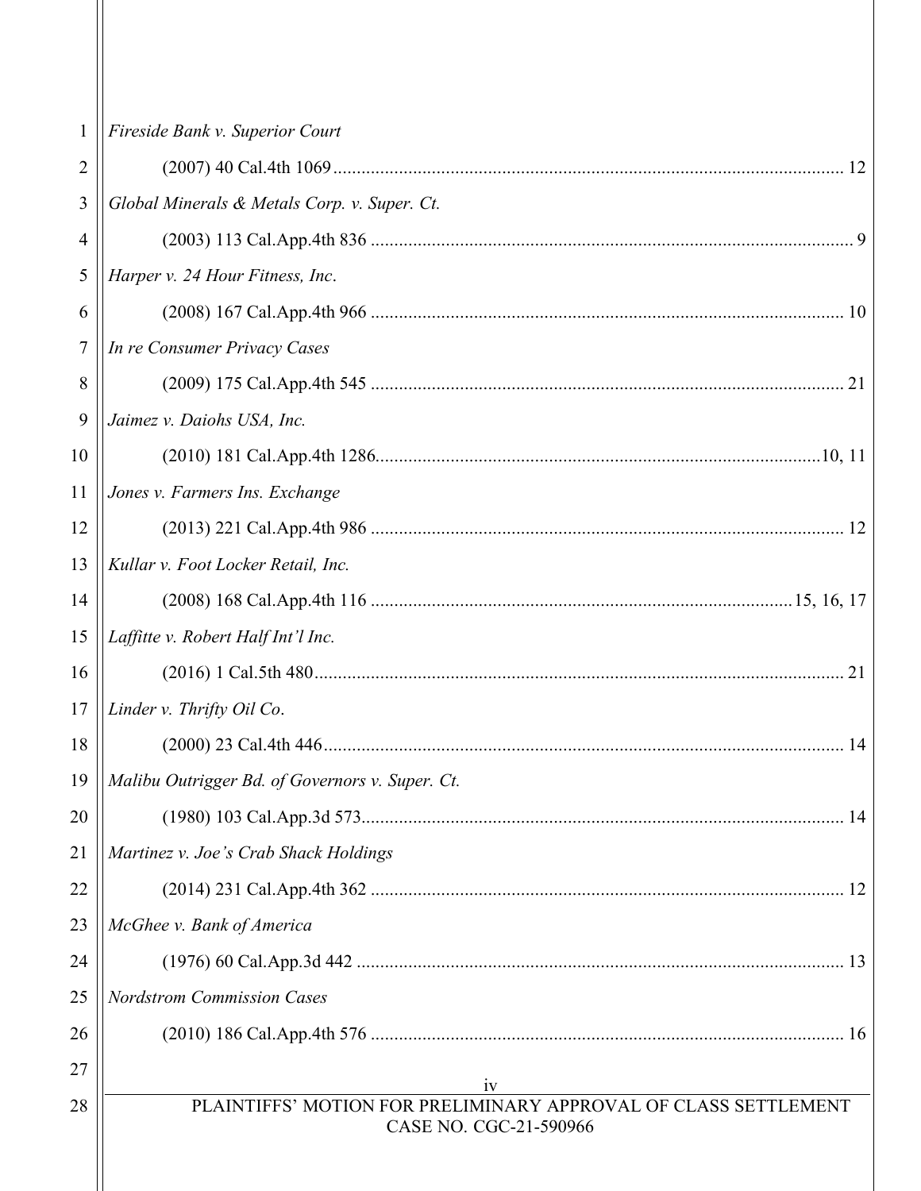*Fireside Bank v. Superior Court*

(2007) 40 Cal.4th 1069 ............................................................................................................ 12

*Global Minerals & Metals Corp. v. Super. Ct.*

(2003) 113 Cal.App.4th 836 ..................................................................................................... 9

*Harper v. 24 Hour Fitness, Inc*.

(2008) 167 Cal.App.4th 966 ................................................................................................... 10

*In re Consumer Privacy Cases*

(2009) 175 Cal.App.4th 545 ................................................................................................... 21

*Jaimez v. Daiohs USA, Inc.*

(2010) 181 Cal.App.4th 1286............................................................................................10, 11

*Jones v. Farmers Ins. Exchange*

(2013) 221 Cal.App.4th 986 ................................................................................................... 12

*Kullar v. Foot Locker Retail, Inc.*

(2008) 168 Cal.App.4th 116 ......................................................................................15, 16, 17

*Laffitte v. Robert Half Int'l Inc.*

(2016) 1 Cal.5th 480................................................................................................................ 21

*Linder v. Thrifty Oil Co*.

(2000) 23 Cal.4th 446.............................................................................................................. 14

*Malibu Outrigger Bd. of Governors v. Super. Ct.*

(1980) 103 Cal.App.3d 573..................................................................................................... 14

*Martinez v. Joe's Crab Shack Holdings*

(2014) 231 Cal.App.4th 362 ................................................................................................... 12

*McGhee v. Bank of America*

(1976) 60 Cal.App.3d 442 ....................................................................................................... 13

*Nordstrom Commission Cases*

(2010) 186 Cal.App.4th 576 ................................................................................................... 16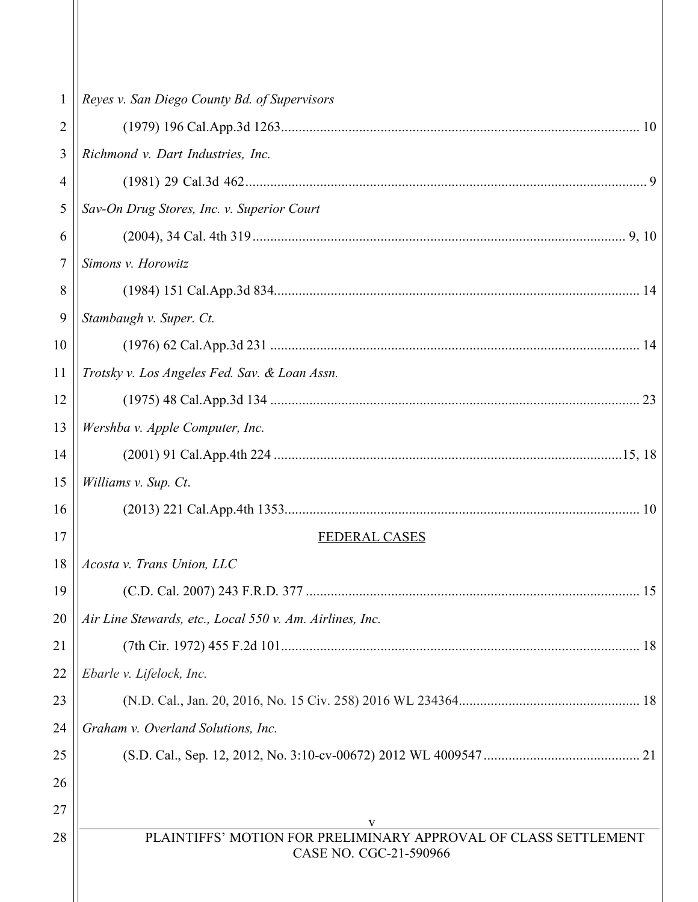*Reyes v. San Diego County Bd. of Supervisors*

(1979) 196 Cal.App.3d 1263.................................................................................................... 10

*Richmond v. Dart Industries, Inc.*

(1981) 29 Cal.3d 462................................................................................................................ 9

*Sav-On Drug Stores, Inc. v. Superior Court*

(2004), 34 Cal. 4th 319......................................................................................................... 9, 10

*Simons v. Horowitz*

(1984) 151 Cal.App.3d 834...................................................................................................... 14

*Stambaugh v. Super. Ct.*

(1976) 62 Cal.App.3d 231 ....................................................................................................... 14

*Trotsky v. Los Angeles Fed. Sav. & Loan Assn.*

(1975) 48 Cal.App.3d 134 ....................................................................................................... 23

*Wershba v. Apple Computer, Inc.*

(2001) 91 Cal.App.4th 224 ...................................................................................................15, 18

*Williams v. Sup. Ct.*

(2013) 221 Cal.App.4th 1353................................................................................................... 10

<u>FEDERAL CASES</u>

*Acosta v. Trans Union, LLC*

(C.D. Cal. 2007) 243 F.R.D. 377 ............................................................................................. 15

*Air Line Stewards, etc., Local 550 v. Am. Airlines, Inc.*

(7th Cir. 1972) 455 F.2d 101.................................................................................................... 18

*Ebarle v. Lifelock, Inc.*

(N.D. Cal., Jan. 20, 2016, No. 15 Civ. 258) 2016 WL 234364.................................................. 18

*Graham v. Overland Solutions, Inc.*

(S.D. Cal., Sep. 12, 2012, No. 3:10-cv-00672) 2012 WL 4009547........................................... 21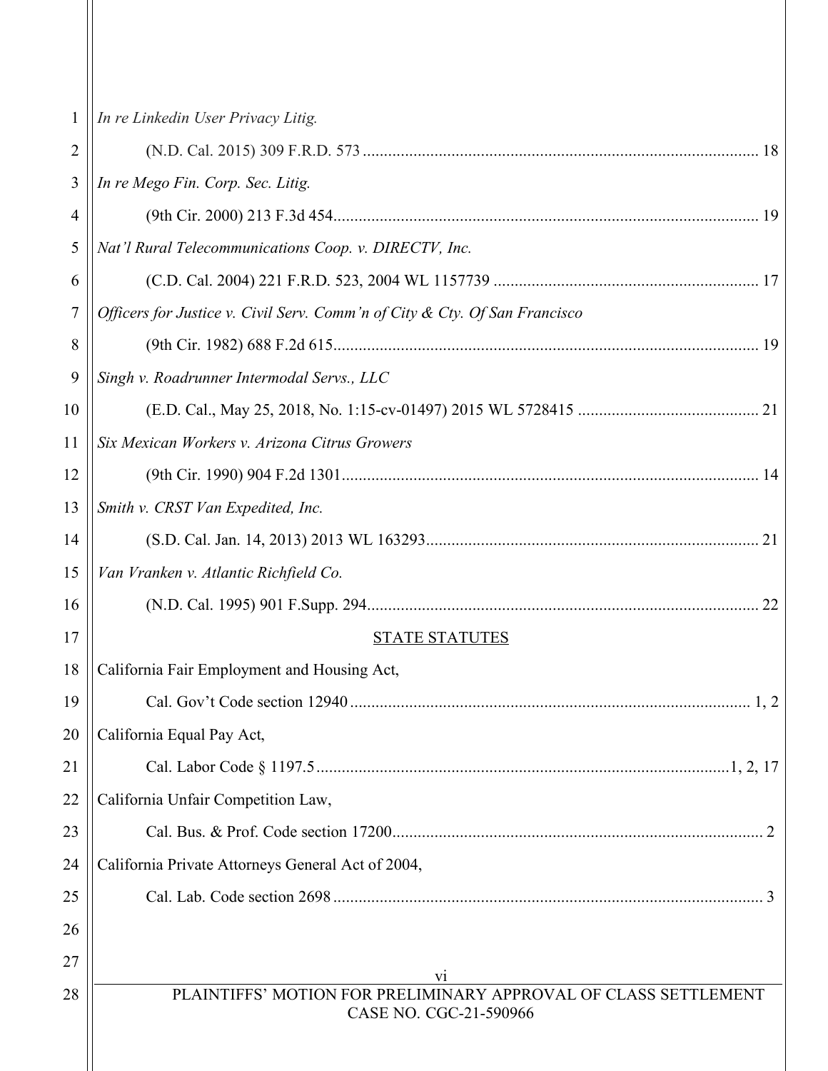*In re Linkedin User Privacy Litig.*

(N.D. Cal. 2015) 309 F.R.D. 573 ............................................................................................ 18

*In re Mego Fin. Corp. Sec. Litig.*

(9th Cir. 2000) 213 F.3d 454.................................................................................................... 19

*Nat'l Rural Telecommunications Coop. v. DIRECTV, Inc.*

(C.D. Cal. 2004) 221 F.R.D. 523, 2004 WL 1157739 .............................................................. 17

*Officers for Justice v. Civil Serv. Comm'n of City & Cty. Of San Francisco*

(9th Cir. 1982) 688 F.2d 615.................................................................................................... 19

*Singh v. Roadrunner Intermodal Servs., LLC*

(E.D. Cal., May 25, 2018, No. 1:15-cv-01497) 2015 WL 5728415 ........................................... 21

*Six Mexican Workers v. Arizona Citrus Growers*

(9th Cir. 1990) 904 F.2d 1301.................................................................................................. 14

*Smith v. CRST Van Expedited, Inc.*

(S.D. Cal. Jan. 14, 2013) 2013 WL 163293.............................................................................. 21

*Van Vranken v. Atlantic Richfield Co.*

(N.D. Cal. 1995) 901 F.Supp. 294............................................................................................ 22

## STATE STATUTES

California Fair Employment and Housing Act,

Cal. Gov't Code section 12940 .............................................................................................. 1, 2

California Equal Pay Act,

Cal. Labor Code § 1197.5 .................................................................................................1, 2, 17

California Unfair Competition Law,

Cal. Bus. & Prof. Code section 17200....................................................................................... 2

California Private Attorneys General Act of 2004,

Cal. Lab. Code section 2698 ..................................................................................................... 3

PLAINTIFFS' MOTION FOR PRELIMINARY APPROVAL OF CLASS SETTLEMENT
CASE NO. CGC-21-590966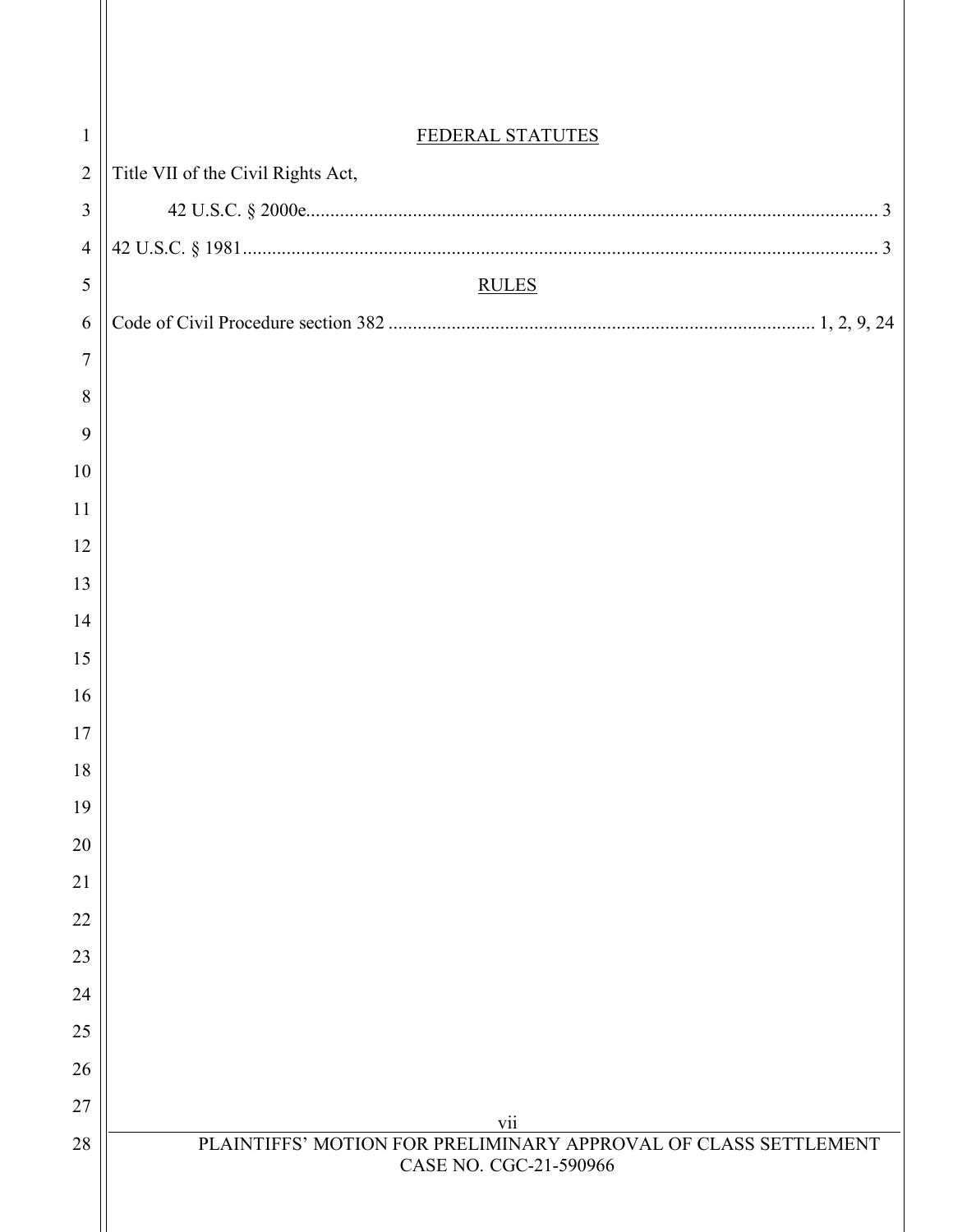## FEDERAL STATUTES

Title VII of the Civil Rights Act,

42 U.S.C. § 2000e ..................................................................................................................... 3

42 U.S.C. § 1981 ......................................................................................................................... 3

## RULES

Code of Civil Procedure section 382 ....................................................................................... 1, 2, 9, 24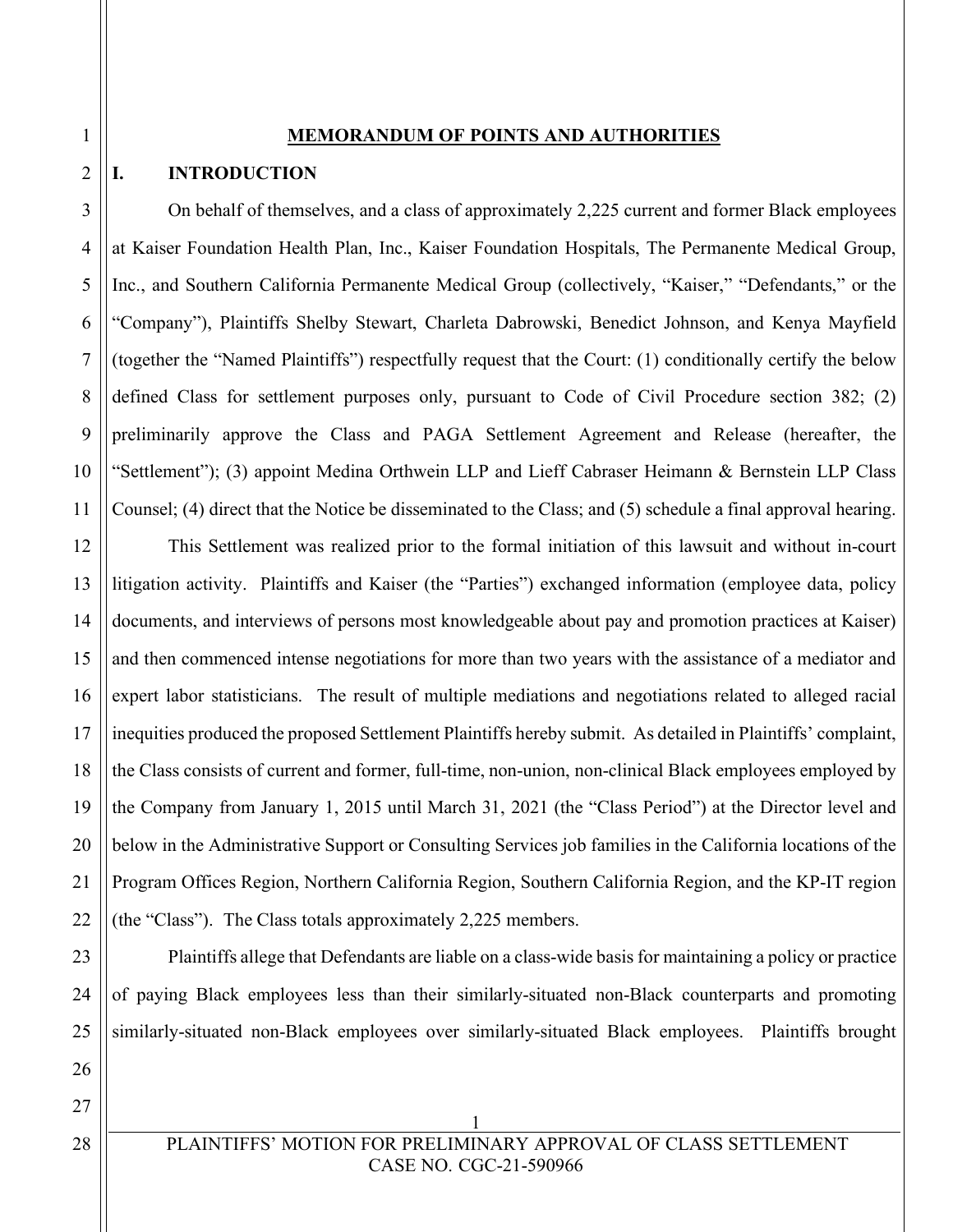## MEMORANDUM OF POINTS AND AUTHORITIES

### I. INTRODUCTION

On behalf of themselves, and a class of approximately 2,225 current and former Black employees at Kaiser Foundation Health Plan, Inc., Kaiser Foundation Hospitals, The Permanente Medical Group, Inc., and Southern California Permanente Medical Group (collectively, "Kaiser," "Defendants," or the "Company"), Plaintiffs Shelby Stewart, Charleta Dabrowski, Benedict Johnson, and Kenya Mayfield (together the "Named Plaintiffs") respectfully request that the Court: (1) conditionally certify the below defined Class for settlement purposes only, pursuant to Code of Civil Procedure section 382; (2) preliminarily approve the Class and PAGA Settlement Agreement and Release (hereafter, the "Settlement"); (3) appoint Medina Orthwein LLP and Lieff Cabraser Heimann & Bernstein LLP Class Counsel; (4) direct that the Notice be disseminated to the Class; and (5) schedule a final approval hearing.

This Settlement was realized prior to the formal initiation of this lawsuit and without in-court litigation activity. Plaintiffs and Kaiser (the "Parties") exchanged information (employee data, policy documents, and interviews of persons most knowledgeable about pay and promotion practices at Kaiser) and then commenced intense negotiations for more than two years with the assistance of a mediator and expert labor statisticians. The result of multiple mediations and negotiations related to alleged racial inequities produced the proposed Settlement Plaintiffs hereby submit. As detailed in Plaintiffs' complaint, the Class consists of current and former, full-time, non-union, non-clinical Black employees employed by the Company from January 1, 2015 until March 31, 2021 (the "Class Period") at the Director level and below in the Administrative Support or Consulting Services job families in the California locations of the Program Offices Region, Northern California Region, Southern California Region, and the KP-IT region (the "Class"). The Class totals approximately 2,225 members.

Plaintiffs allege that Defendants are liable on a class-wide basis for maintaining a policy or practice of paying Black employees less than their similarly-situated non-Black counterparts and promoting similarly-situated non-Black employees over similarly-situated Black employees. Plaintiffs brought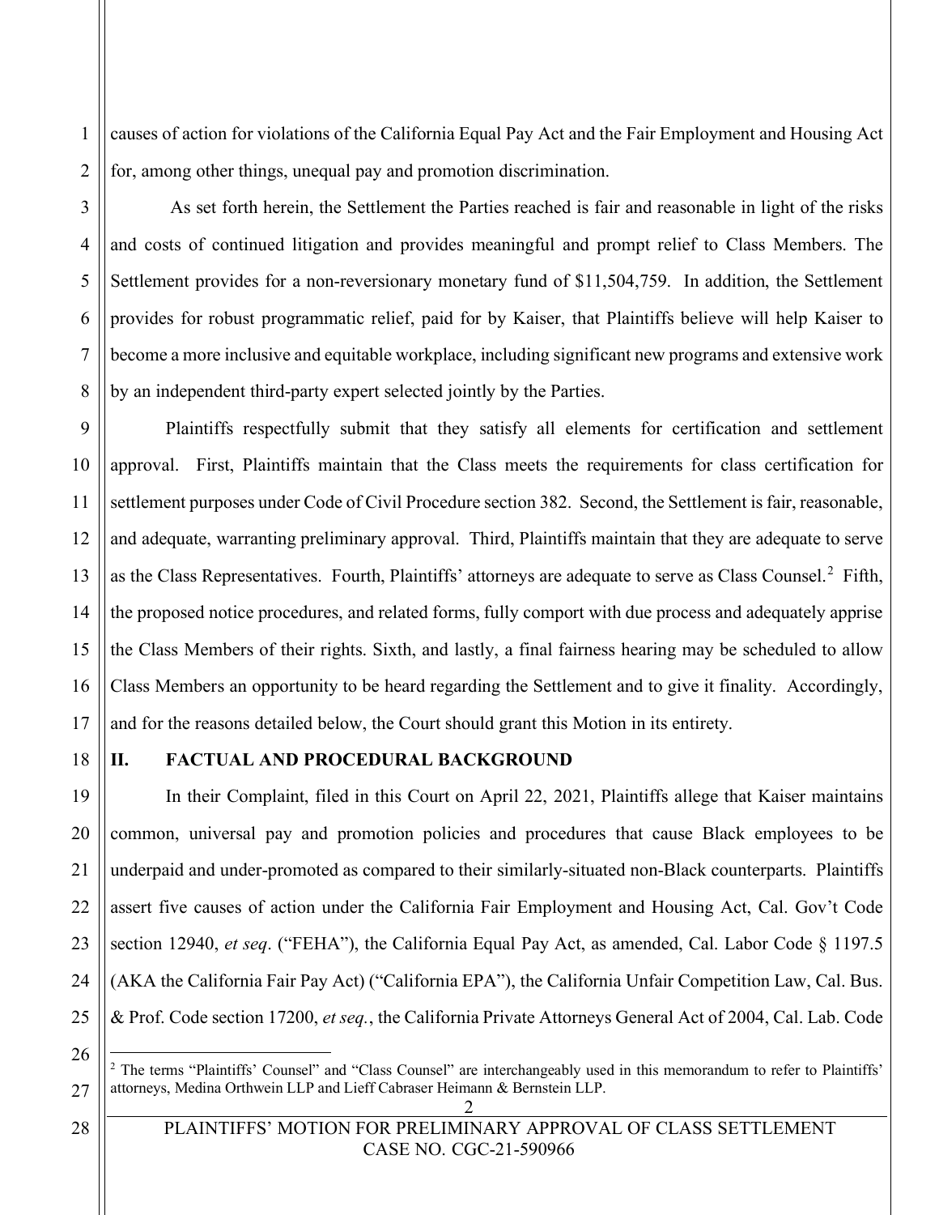causes of action for violations of the California Equal Pay Act and the Fair Employment and Housing Act for, among other things, unequal pay and promotion discrimination.

As set forth herein, the Settlement the Parties reached is fair and reasonable in light of the risks and costs of continued litigation and provides meaningful and prompt relief to Class Members. The Settlement provides for a non-reversionary monetary fund of $11,504,759. In addition, the Settlement provides for robust programmatic relief, paid for by Kaiser, that Plaintiffs believe will help Kaiser to become a more inclusive and equitable workplace, including significant new programs and extensive work by an independent third-party expert selected jointly by the Parties.

Plaintiffs respectfully submit that they satisfy all elements for certification and settlement approval. First, Plaintiffs maintain that the Class meets the requirements for class certification for settlement purposes under Code of Civil Procedure section 382. Second, the Settlement is fair, reasonable, and adequate, warranting preliminary approval. Third, Plaintiffs maintain that they are adequate to serve as the Class Representatives. Fourth, Plaintiffs' attorneys are adequate to serve as Class Counsel.[2] Fifth, the proposed notice procedures, and related forms, fully comport with due process and adequately apprise the Class Members of their rights. Sixth, and lastly, a final fairness hearing may be scheduled to allow Class Members an opportunity to be heard regarding the Settlement and to give it finality. Accordingly, and for the reasons detailed below, the Court should grant this Motion in its entirety.

## II. FACTUAL AND PROCEDURAL BACKGROUND

In their Complaint, filed in this Court on April 22, 2021, Plaintiffs allege that Kaiser maintains common, universal pay and promotion policies and procedures that cause Black employees to be underpaid and under-promoted as compared to their similarly-situated non-Black counterparts. Plaintiffs assert five causes of action under the California Fair Employment and Housing Act, Cal. Gov't Code section 12940, *et seq*. ("FEHA"), the California Equal Pay Act, as amended, Cal. Labor Code § 1197.5 (AKA the California Fair Pay Act) ("California EPA"), the California Unfair Competition Law, Cal. Bus. & Prof. Code section 17200, *et seq.*, the California Private Attorneys General Act of 2004, Cal. Lab. Code

[2] The terms "Plaintiffs' Counsel" and "Class Counsel" are interchangeably used in this memorandum to refer to Plaintiffs' attorneys, Medina Orthwein LLP and Lieff Cabraser Heimann & Bernstein LLP.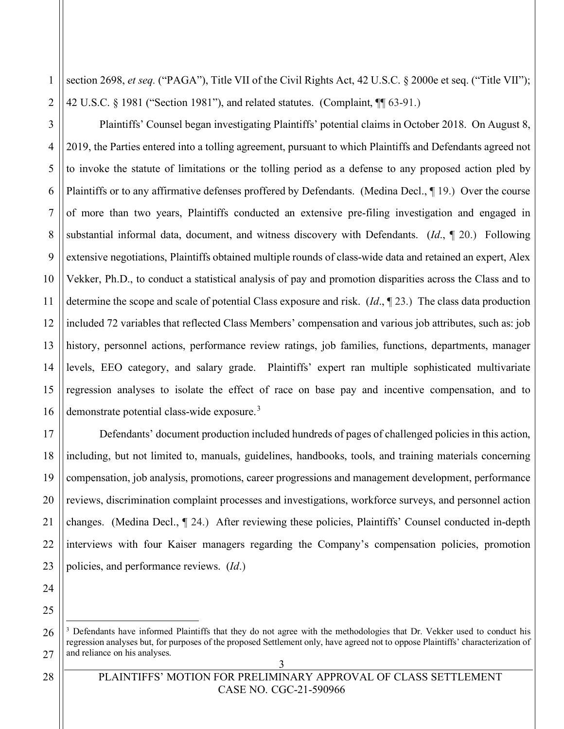section 2698, *et seq.* ("PAGA"), Title VII of the Civil Rights Act, 42 U.S.C. § 2000e et seq. ("Title VII"); 42 U.S.C. § 1981 ("Section 1981"), and related statutes. (Complaint, ¶¶ 63-91.)

Plaintiffs' Counsel began investigating Plaintiffs' potential claims in October 2018. On August 8, 2019, the Parties entered into a tolling agreement, pursuant to which Plaintiffs and Defendants agreed not to invoke the statute of limitations or the tolling period as a defense to any proposed action pled by Plaintiffs or to any affirmative defenses proffered by Defendants. (Medina Decl., ¶ 19.) Over the course of more than two years, Plaintiffs conducted an extensive pre-filing investigation and engaged in substantial informal data, document, and witness discovery with Defendants. (*Id*., ¶ 20.) Following extensive negotiations, Plaintiffs obtained multiple rounds of class-wide data and retained an expert, Alex Vekker, Ph.D., to conduct a statistical analysis of pay and promotion disparities across the Class and to determine the scope and scale of potential Class exposure and risk. (*Id*., ¶ 23.) The class data production included 72 variables that reflected Class Members' compensation and various job attributes, such as: job history, personnel actions, performance review ratings, job families, functions, departments, manager levels, EEO category, and salary grade. Plaintiffs' expert ran multiple sophisticated multivariate regression analyses to isolate the effect of race on base pay and incentive compensation, and to demonstrate potential class-wide exposure.[3]

Defendants' document production included hundreds of pages of challenged policies in this action, including, but not limited to, manuals, guidelines, handbooks, tools, and training materials concerning compensation, job analysis, promotions, career progressions and management development, performance reviews, discrimination complaint processes and investigations, workforce surveys, and personnel action changes. (Medina Decl., ¶ 24.) After reviewing these policies, Plaintiffs' Counsel conducted in-depth interviews with four Kaiser managers regarding the Company's compensation policies, promotion policies, and performance reviews. (*Id*.)

[3] Defendants have informed Plaintiffs that they do not agree with the methodologies that Dr. Vekker used to conduct his regression analyses but, for purposes of the proposed Settlement only, have agreed not to oppose Plaintiffs' characterization of and reliance on his analyses.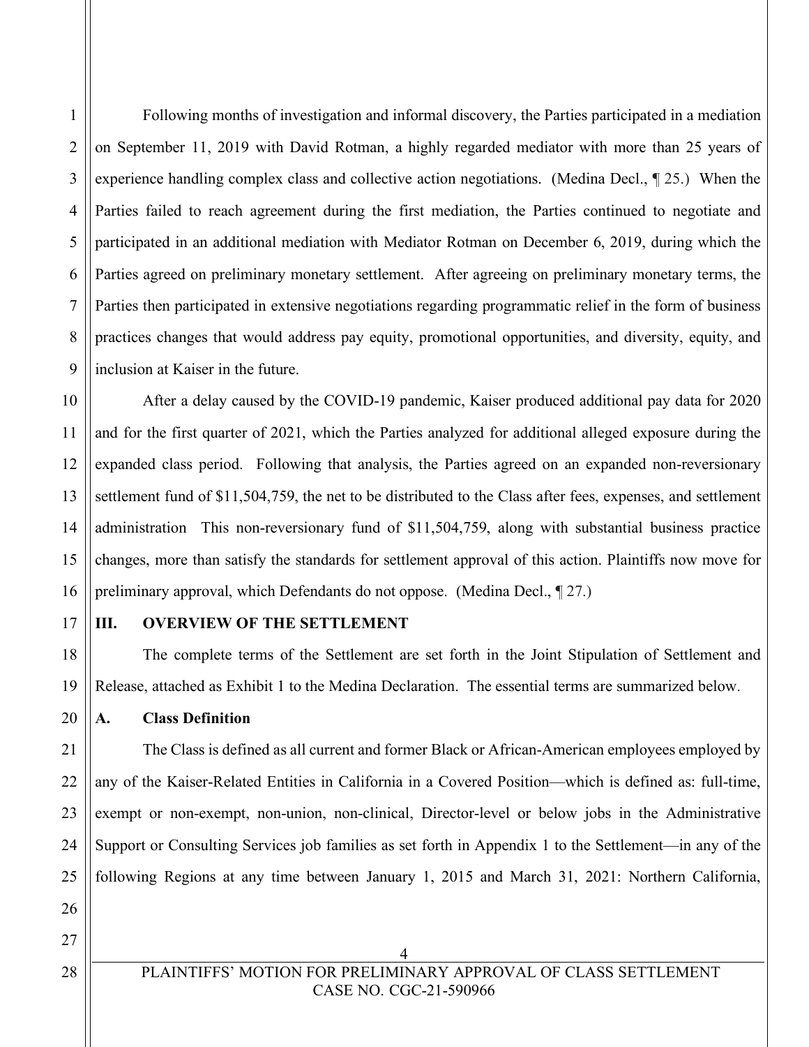Following months of investigation and informal discovery, the Parties participated in a mediation on September 11, 2019 with David Rotman, a highly regarded mediator with more than 25 years of experience handling complex class and collective action negotiations. (Medina Decl., ¶ 25.) When the Parties failed to reach agreement during the first mediation, the Parties continued to negotiate and participated in an additional mediation with Mediator Rotman on December 6, 2019, during which the Parties agreed on preliminary monetary settlement. After agreeing on preliminary monetary terms, the Parties then participated in extensive negotiations regarding programmatic relief in the form of business practices changes that would address pay equity, promotional opportunities, and diversity, equity, and inclusion at Kaiser in the future.

After a delay caused by the COVID-19 pandemic, Kaiser produced additional pay data for 2020 and for the first quarter of 2021, which the Parties analyzed for additional alleged exposure during the expanded class period. Following that analysis, the Parties agreed on an expanded non-reversionary settlement fund of $11,504,759, the net to be distributed to the Class after fees, expenses, and settlement administration This non-reversionary fund of $11,504,759, along with substantial business practice changes, more than satisfy the standards for settlement approval of this action. Plaintiffs now move for preliminary approval, which Defendants do not oppose. (Medina Decl., ¶ 27.)

## III. OVERVIEW OF THE SETTLEMENT

The complete terms of the Settlement are set forth in the Joint Stipulation of Settlement and Release, attached as Exhibit 1 to the Medina Declaration. The essential terms are summarized below.

### A. Class Definition

The Class is defined as all current and former Black or African-American employees employed by any of the Kaiser-Related Entities in California in a Covered Position—which is defined as: full-time, exempt or non-exempt, non-union, non-clinical, Director-level or below jobs in the Administrative Support or Consulting Services job families as set forth in Appendix 1 to the Settlement—in any of the following Regions at any time between January 1, 2015 and March 31, 2021: Northern California,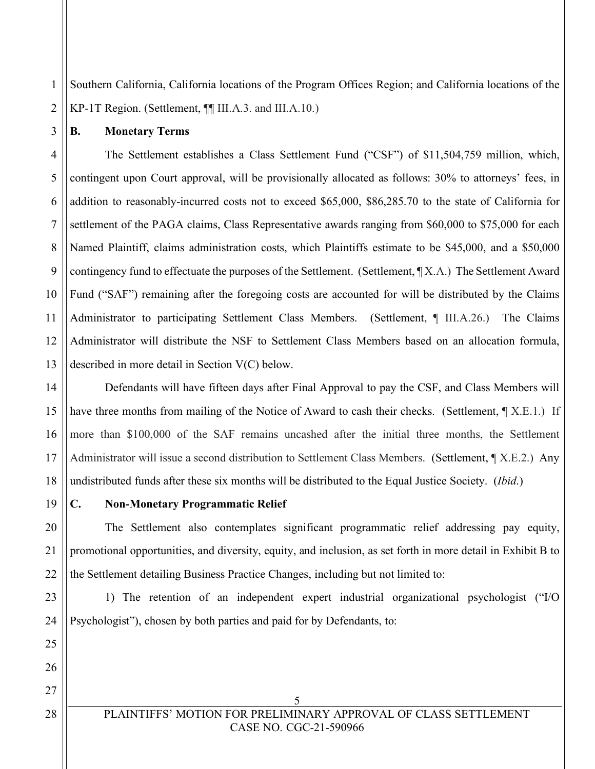Southern California, California locations of the Program Offices Region; and California locations of the KP-1T Region. (Settlement, ¶¶ III.A.3. and III.A.10.)

**B. Monetary Terms**

The Settlement establishes a Class Settlement Fund ("CSF") of $11,504,759 million, which, contingent upon Court approval, will be provisionally allocated as follows: 30% to attorneys' fees, in addition to reasonably-incurred costs not to exceed $65,000, $86,285.70 to the state of California for settlement of the PAGA claims, Class Representative awards ranging from $60,000 to $75,000 for each Named Plaintiff, claims administration costs, which Plaintiffs estimate to be $45,000, and a $50,000 contingency fund to effectuate the purposes of the Settlement. (Settlement, ¶ X.A.) The Settlement Award Fund ("SAF") remaining after the foregoing costs are accounted for will be distributed by the Claims Administrator to participating Settlement Class Members. (Settlement, ¶ III.A.26.) The Claims Administrator will distribute the NSF to Settlement Class Members based on an allocation formula, described in more detail in Section V(C) below.

Defendants will have fifteen days after Final Approval to pay the CSF, and Class Members will have three months from mailing of the Notice of Award to cash their checks. (Settlement, ¶ X.E.1.) If more than $100,000 of the SAF remains uncashed after the initial three months, the Settlement Administrator will issue a second distribution to Settlement Class Members. (Settlement, ¶ X.E.2.) Any undistributed funds after these six months will be distributed to the Equal Justice Society. (*Ibid.*)

**C. Non-Monetary Programmatic Relief**

The Settlement also contemplates significant programmatic relief addressing pay equity, promotional opportunities, and diversity, equity, and inclusion, as set forth in more detail in Exhibit B to the Settlement detailing Business Practice Changes, including but not limited to:

1) The retention of an independent expert industrial organizational psychologist ("I/O Psychologist"), chosen by both parties and paid for by Defendants, to: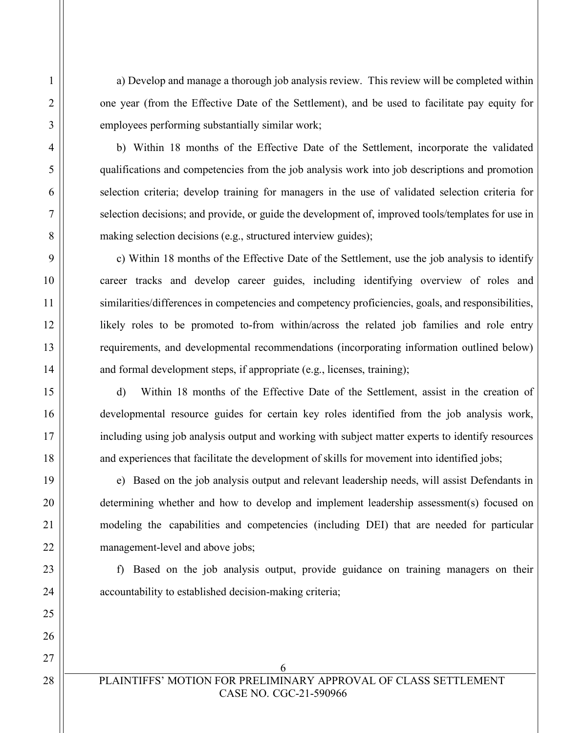a) Develop and manage a thorough job analysis review. This review will be completed within one year (from the Effective Date of the Settlement), and be used to facilitate pay equity for employees performing substantially similar work;

b) Within 18 months of the Effective Date of the Settlement, incorporate the validated qualifications and competencies from the job analysis work into job descriptions and promotion selection criteria; develop training for managers in the use of validated selection criteria for selection decisions; and provide, or guide the development of, improved tools/templates for use in making selection decisions (e.g., structured interview guides);

c) Within 18 months of the Effective Date of the Settlement, use the job analysis to identify career tracks and develop career guides, including identifying overview of roles and similarities/differences in competencies and competency proficiencies, goals, and responsibilities, likely roles to be promoted to-from within/across the related job families and role entry requirements, and developmental recommendations (incorporating information outlined below) and formal development steps, if appropriate (e.g., licenses, training);

d) Within 18 months of the Effective Date of the Settlement, assist in the creation of developmental resource guides for certain key roles identified from the job analysis work, including using job analysis output and working with subject matter experts to identify resources and experiences that facilitate the development of skills for movement into identified jobs;

e) Based on the job analysis output and relevant leadership needs, will assist Defendants in determining whether and how to develop and implement leadership assessment(s) focused on modeling the capabilities and competencies (including DEI) that are needed for particular management-level and above jobs;

f) Based on the job analysis output, provide guidance on training managers on their accountability to established decision-making criteria;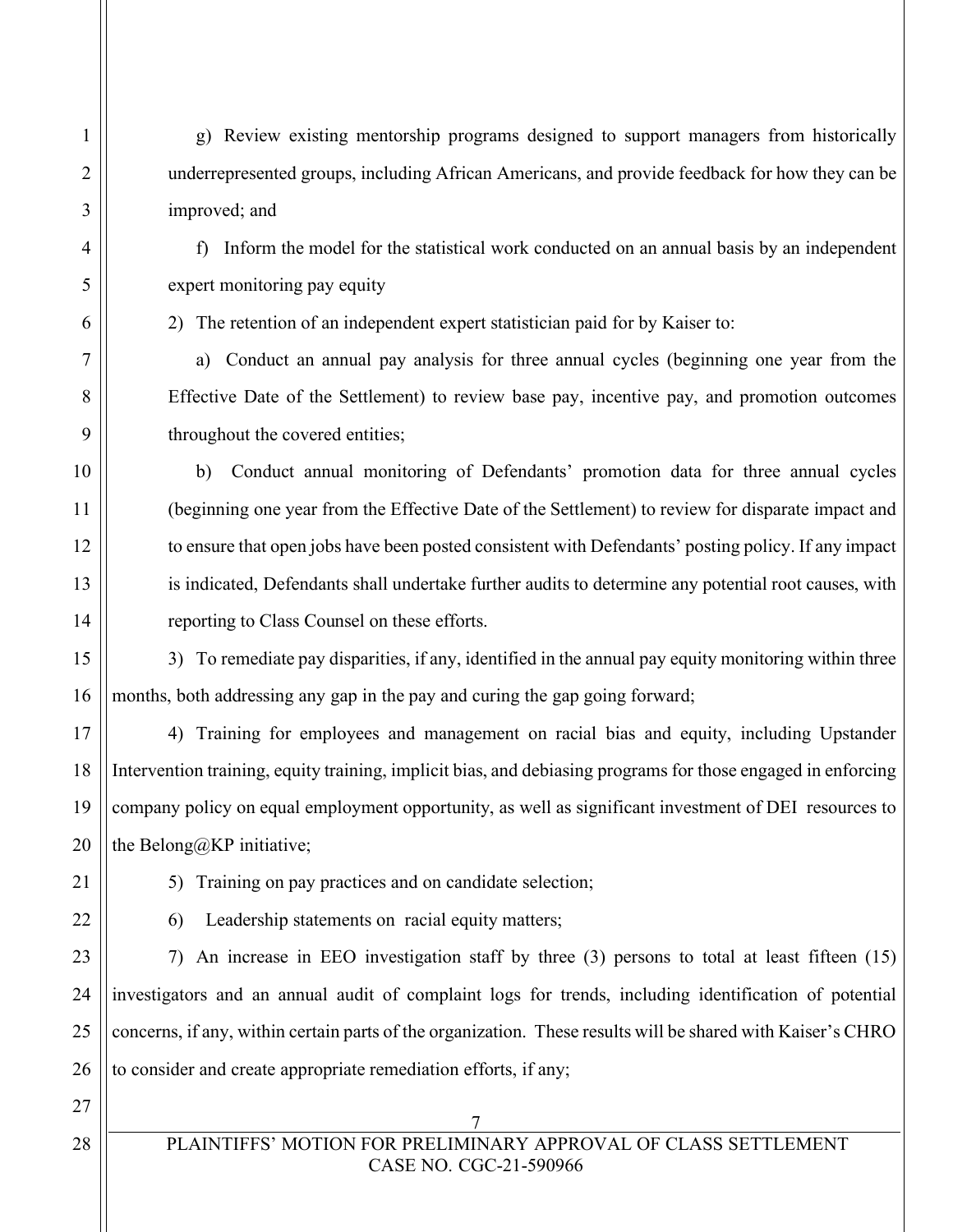g) Review existing mentorship programs designed to support managers from historically underrepresented groups, including African Americans, and provide feedback for how they can be improved; and

f) Inform the model for the statistical work conducted on an annual basis by an independent expert monitoring pay equity

2) The retention of an independent expert statistician paid for by Kaiser to:

a) Conduct an annual pay analysis for three annual cycles (beginning one year from the Effective Date of the Settlement) to review base pay, incentive pay, and promotion outcomes throughout the covered entities;

b) Conduct annual monitoring of Defendants' promotion data for three annual cycles (beginning one year from the Effective Date of the Settlement) to review for disparate impact and to ensure that open jobs have been posted consistent with Defendants' posting policy. If any impact is indicated, Defendants shall undertake further audits to determine any potential root causes, with reporting to Class Counsel on these efforts.

3) To remediate pay disparities, if any, identified in the annual pay equity monitoring within three months, both addressing any gap in the pay and curing the gap going forward;

4) Training for employees and management on racial bias and equity, including Upstander Intervention training, equity training, implicit bias, and debiasing programs for those engaged in enforcing company policy on equal employment opportunity, as well as significant investment of DEI resources to the Belong@KP initiative;

5) Training on pay practices and on candidate selection;

6) Leadership statements on racial equity matters;

7) An increase in EEO investigation staff by three (3) persons to total at least fifteen (15) investigators and an annual audit of complaint logs for trends, including identification of potential concerns, if any, within certain parts of the organization. These results will be shared with Kaiser's CHRO to consider and create appropriate remediation efforts, if any;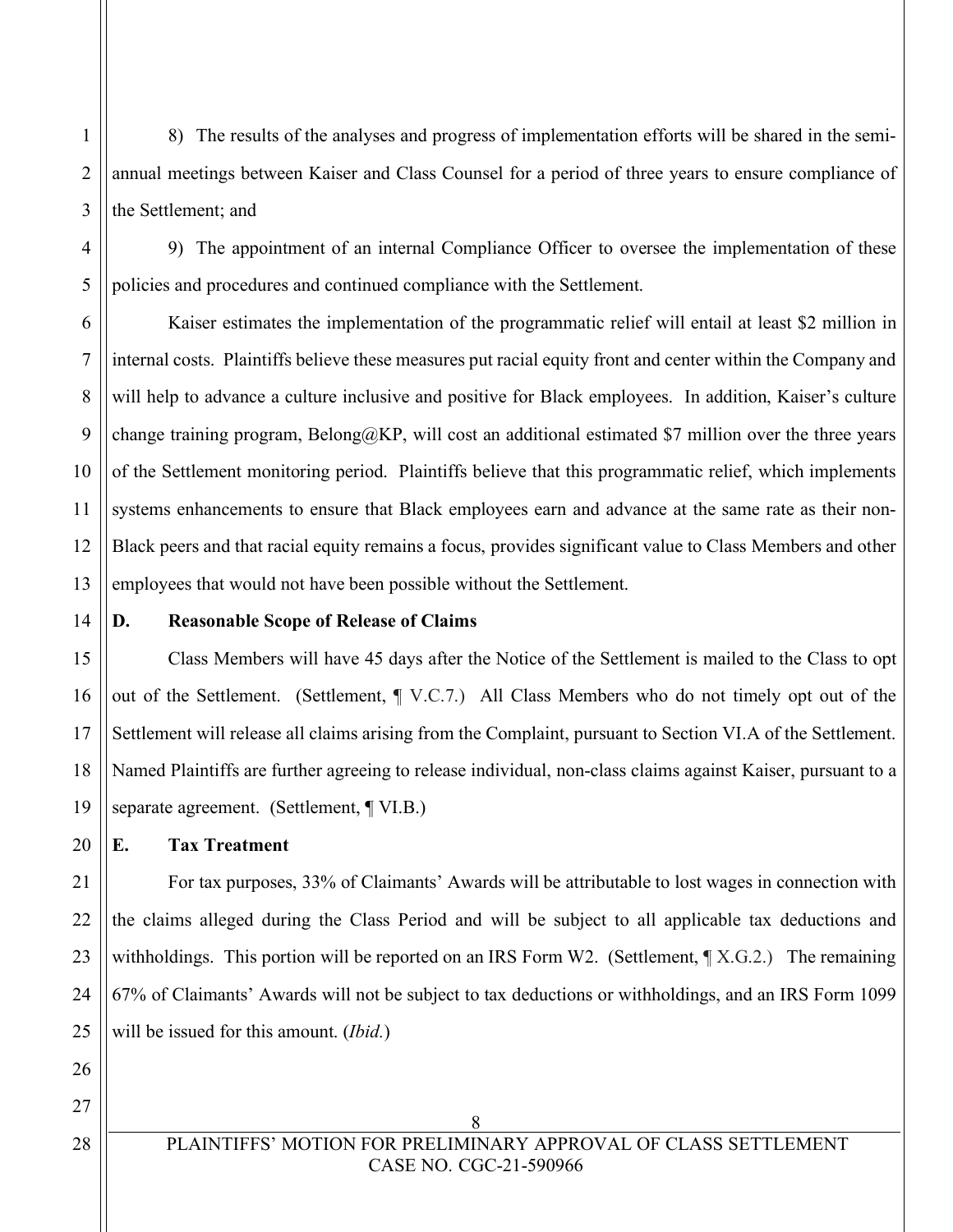8) The results of the analyses and progress of implementation efforts will be shared in the semi-annual meetings between Kaiser and Class Counsel for a period of three years to ensure compliance of the Settlement; and

9) The appointment of an internal Compliance Officer to oversee the implementation of these policies and procedures and continued compliance with the Settlement.

Kaiser estimates the implementation of the programmatic relief will entail at least $2 million in internal costs. Plaintiffs believe these measures put racial equity front and center within the Company and will help to advance a culture inclusive and positive for Black employees. In addition, Kaiser's culture change training program, Belong@KP, will cost an additional estimated $7 million over the three years of the Settlement monitoring period. Plaintiffs believe that this programmatic relief, which implements systems enhancements to ensure that Black employees earn and advance at the same rate as their non-Black peers and that racial equity remains a focus, provides significant value to Class Members and other employees that would not have been possible without the Settlement.

### D. Reasonable Scope of Release of Claims

Class Members will have 45 days after the Notice of the Settlement is mailed to the Class to opt out of the Settlement. (Settlement, ¶ V.C.7.) All Class Members who do not timely opt out of the Settlement will release all claims arising from the Complaint, pursuant to Section VI.A of the Settlement. Named Plaintiffs are further agreeing to release individual, non-class claims against Kaiser, pursuant to a separate agreement. (Settlement, ¶ VI.B.)

### E. Tax Treatment

For tax purposes, 33% of Claimants' Awards will be attributable to lost wages in connection with the claims alleged during the Class Period and will be subject to all applicable tax deductions and withholdings. This portion will be reported on an IRS Form W2. (Settlement, ¶ X.G.2.) The remaining 67% of Claimants' Awards will not be subject to tax deductions or withholdings, and an IRS Form 1099 will be issued for this amount. (*Ibid.*)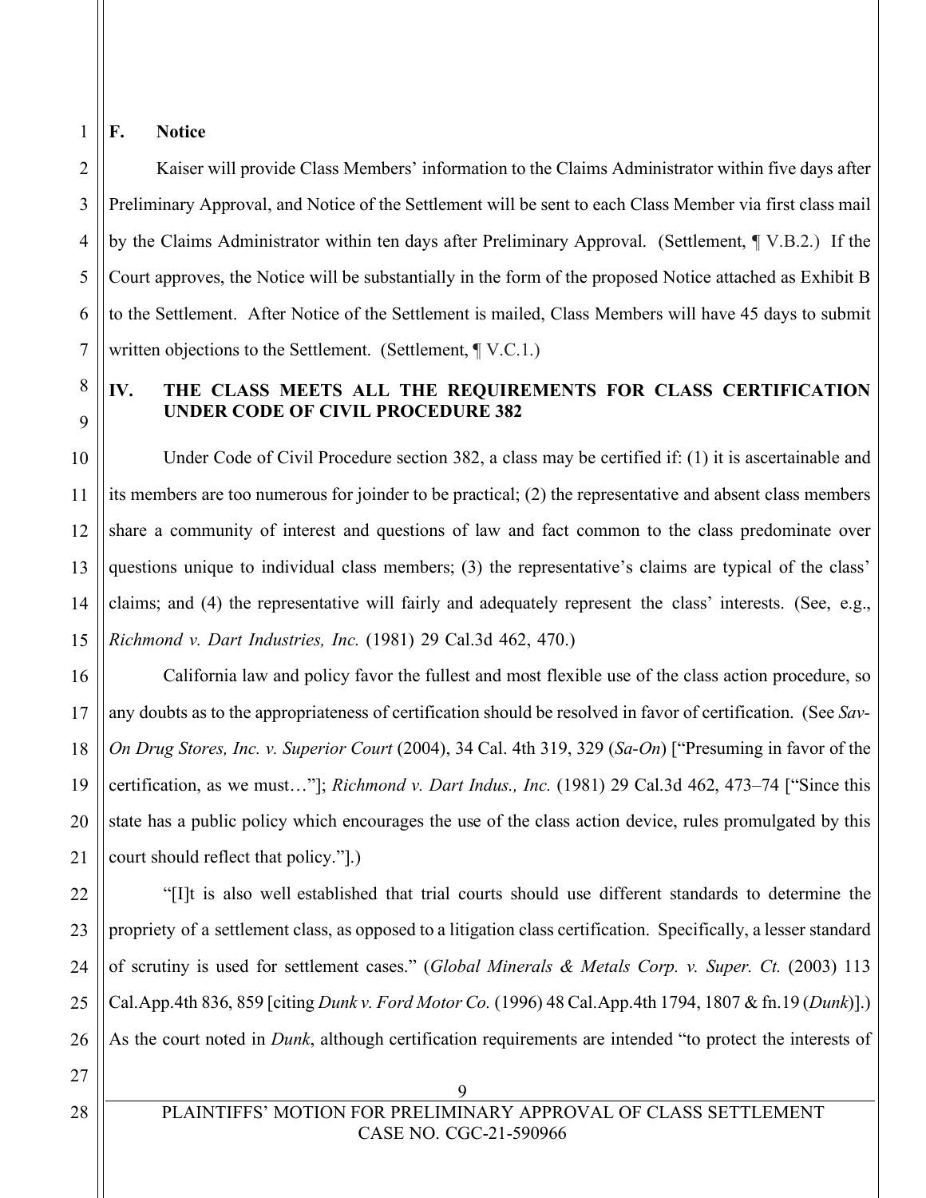### F. Notice

Kaiser will provide Class Members' information to the Claims Administrator within five days after Preliminary Approval, and Notice of the Settlement will be sent to each Class Member via first class mail by the Claims Administrator within ten days after Preliminary Approval. (Settlement, ¶ V.B.2.) If the Court approves, the Notice will be substantially in the form of the proposed Notice attached as Exhibit B to the Settlement. After Notice of the Settlement is mailed, Class Members will have 45 days to submit written objections to the Settlement. (Settlement, ¶ V.C.1.)

## IV. THE CLASS MEETS ALL THE REQUIREMENTS FOR CLASS CERTIFICATION UNDER CODE OF CIVIL PROCEDURE 382

Under Code of Civil Procedure section 382, a class may be certified if: (1) it is ascertainable and its members are too numerous for joinder to be practical; (2) the representative and absent class members share a community of interest and questions of law and fact common to the class predominate over questions unique to individual class members; (3) the representative's claims are typical of the class' claims; and (4) the representative will fairly and adequately represent the class' interests. (See, e.g., *Richmond v. Dart Industries, Inc.* (1981) 29 Cal.3d 462, 470.)

California law and policy favor the fullest and most flexible use of the class action procedure, so any doubts as to the appropriateness of certification should be resolved in favor of certification. (See *Sav-On Drug Stores, Inc. v. Superior Court* (2004), 34 Cal. 4th 319, 329 (*Sa-On*) ["Presuming in favor of the certification, as we must…"]; *Richmond v. Dart Indus., Inc.* (1981) 29 Cal.3d 462, 473–74 ["Since this state has a public policy which encourages the use of the class action device, rules promulgated by this court should reflect that policy."].)

"[I]t is also well established that trial courts should use different standards to determine the propriety of a settlement class, as opposed to a litigation class certification. Specifically, a lesser standard of scrutiny is used for settlement cases." (*Global Minerals & Metals Corp. v. Super. Ct.* (2003) 113 Cal.App.4th 836, 859 [citing *Dunk v. Ford Motor Co.* (1996) 48 Cal.App.4th 1794, 1807 & fn.19 (*Dunk*)].) As the court noted in *Dunk*, although certification requirements are intended "to protect the interests of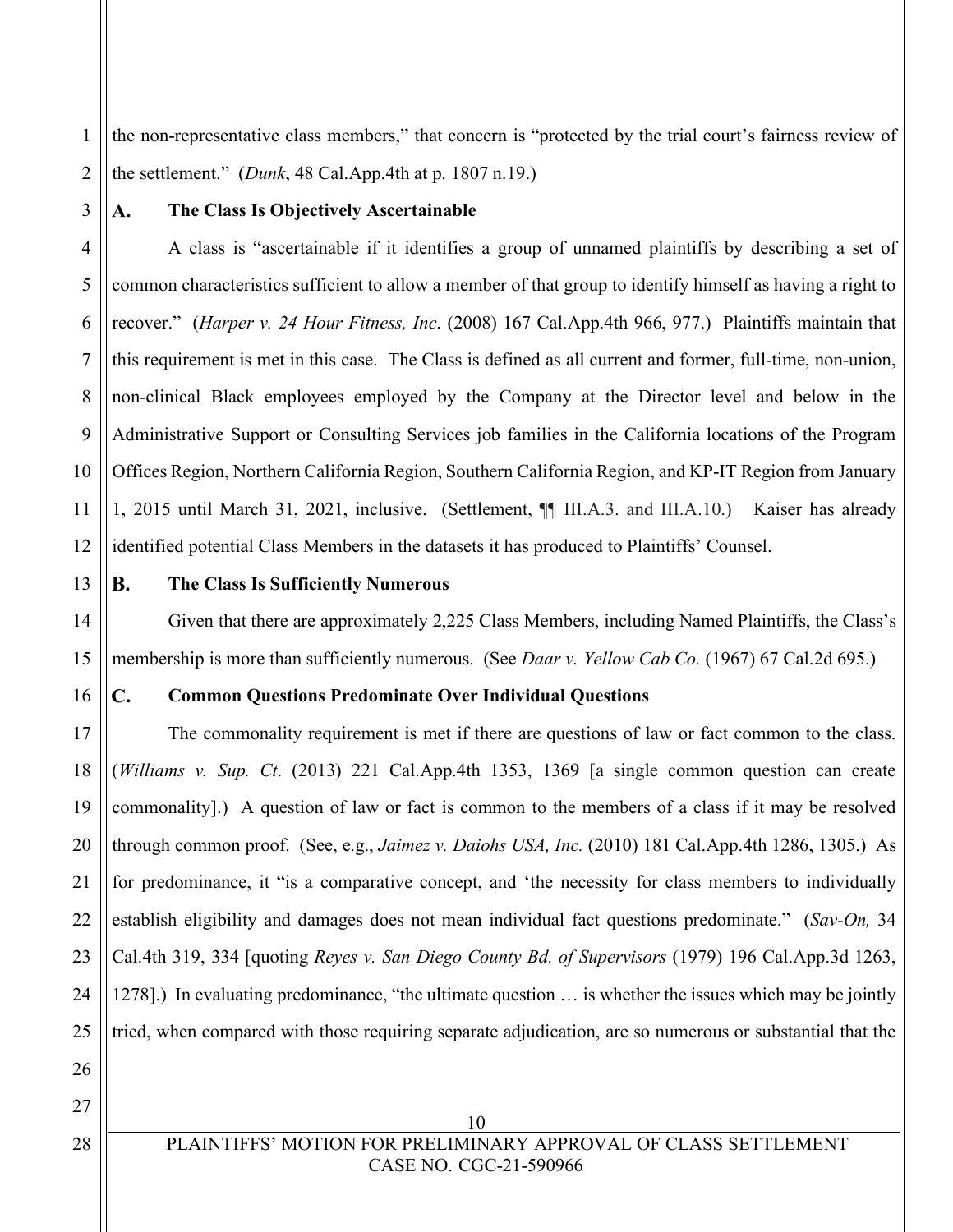the non-representative class members," that concern is "protected by the trial court's fairness review of the settlement." (*Dunk*, 48 Cal.App.4th at p. 1807 n.19.)

### A. The Class Is Objectively Ascertainable

A class is "ascertainable if it identifies a group of unnamed plaintiffs by describing a set of common characteristics sufficient to allow a member of that group to identify himself as having a right to recover." (*Harper v. 24 Hour Fitness, Inc*. (2008) 167 Cal.App.4th 966, 977.) Plaintiffs maintain that this requirement is met in this case. The Class is defined as all current and former, full-time, non-union, non-clinical Black employees employed by the Company at the Director level and below in the Administrative Support or Consulting Services job families in the California locations of the Program Offices Region, Northern California Region, Southern California Region, and KP-IT Region from January 1, 2015 until March 31, 2021, inclusive. (Settlement, ¶¶ III.A.3. and III.A.10.) Kaiser has already identified potential Class Members in the datasets it has produced to Plaintiffs' Counsel.

### B. The Class Is Sufficiently Numerous

Given that there are approximately 2,225 Class Members, including Named Plaintiffs, the Class's membership is more than sufficiently numerous. (See *Daar v. Yellow Cab Co.* (1967) 67 Cal.2d 695.)

### C. Common Questions Predominate Over Individual Questions

The commonality requirement is met if there are questions of law or fact common to the class. (*Williams v. Sup. Ct*. (2013) 221 Cal.App.4th 1353, 1369 [a single common question can create commonality].) A question of law or fact is common to the members of a class if it may be resolved through common proof. (See, e.g., *Jaimez v. Daiohs USA, Inc.* (2010) 181 Cal.App.4th 1286, 1305.) As for predominance, it "is a comparative concept, and 'the necessity for class members to individually establish eligibility and damages does not mean individual fact questions predominate." (*Sav-On,* 34 Cal.4th 319, 334 [quoting *Reyes v. San Diego County Bd. of Supervisors* (1979) 196 Cal.App.3d 1263, 1278].) In evaluating predominance, "the ultimate question … is whether the issues which may be jointly tried, when compared with those requiring separate adjudication, are so numerous or substantial that the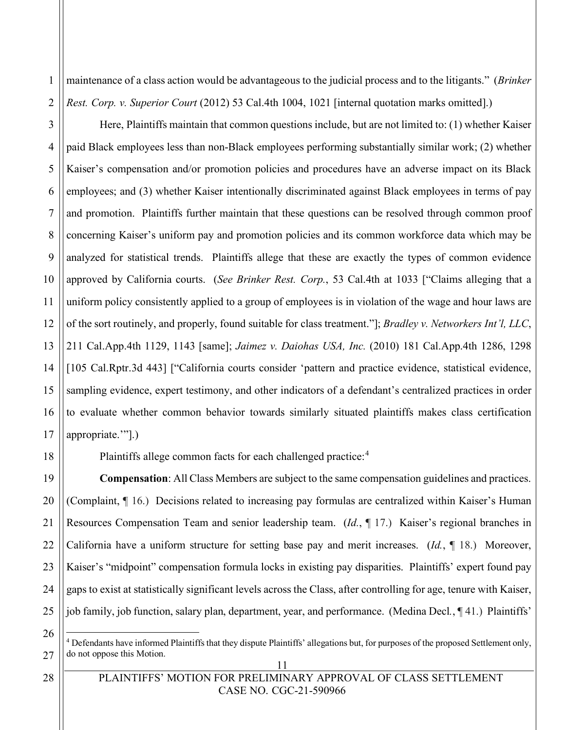maintenance of a class action would be advantageous to the judicial process and to the litigants." (*Brinker Rest. Corp. v. Superior Court* (2012) 53 Cal.4th 1004, 1021 [internal quotation marks omitted].)

Here, Plaintiffs maintain that common questions include, but are not limited to: (1) whether Kaiser paid Black employees less than non-Black employees performing substantially similar work; (2) whether Kaiser's compensation and/or promotion policies and procedures have an adverse impact on its Black employees; and (3) whether Kaiser intentionally discriminated against Black employees in terms of pay and promotion. Plaintiffs further maintain that these questions can be resolved through common proof concerning Kaiser's uniform pay and promotion policies and its common workforce data which may be analyzed for statistical trends. Plaintiffs allege that these are exactly the types of common evidence approved by California courts. (*See Brinker Rest. Corp.*, 53 Cal.4th at 1033 ["Claims alleging that a uniform policy consistently applied to a group of employees is in violation of the wage and hour laws are of the sort routinely, and properly, found suitable for class treatment."]; *Bradley v. Networkers Int'l, LLC*, 211 Cal.App.4th 1129, 1143 [same]; *Jaimez v. Daiohas USA, Inc.* (2010) 181 Cal.App.4th 1286, 1298 [105 Cal.Rptr.3d 443] ["California courts consider 'pattern and practice evidence, statistical evidence, sampling evidence, expert testimony, and other indicators of a defendant's centralized practices in order to evaluate whether common behavior towards similarly situated plaintiffs makes class certification appropriate.'"].)

Plaintiffs allege common facts for each challenged practice:[4]

**Compensation**: All Class Members are subject to the same compensation guidelines and practices. (Complaint, ¶ 16.) Decisions related to increasing pay formulas are centralized within Kaiser's Human Resources Compensation Team and senior leadership team. (*Id.*, ¶ 17.) Kaiser's regional branches in California have a uniform structure for setting base pay and merit increases. (*Id.*, ¶ 18.) Moreover, Kaiser's "midpoint" compensation formula locks in existing pay disparities. Plaintiffs' expert found pay gaps to exist at statistically significant levels across the Class, after controlling for age, tenure with Kaiser, job family, job function, salary plan, department, year, and performance. (Medina Decl., ¶ 41.) Plaintiffs'

---

[4] Defendants have informed Plaintiffs that they dispute Plaintiffs' allegations but, for purposes of the proposed Settlement only, do not oppose this Motion.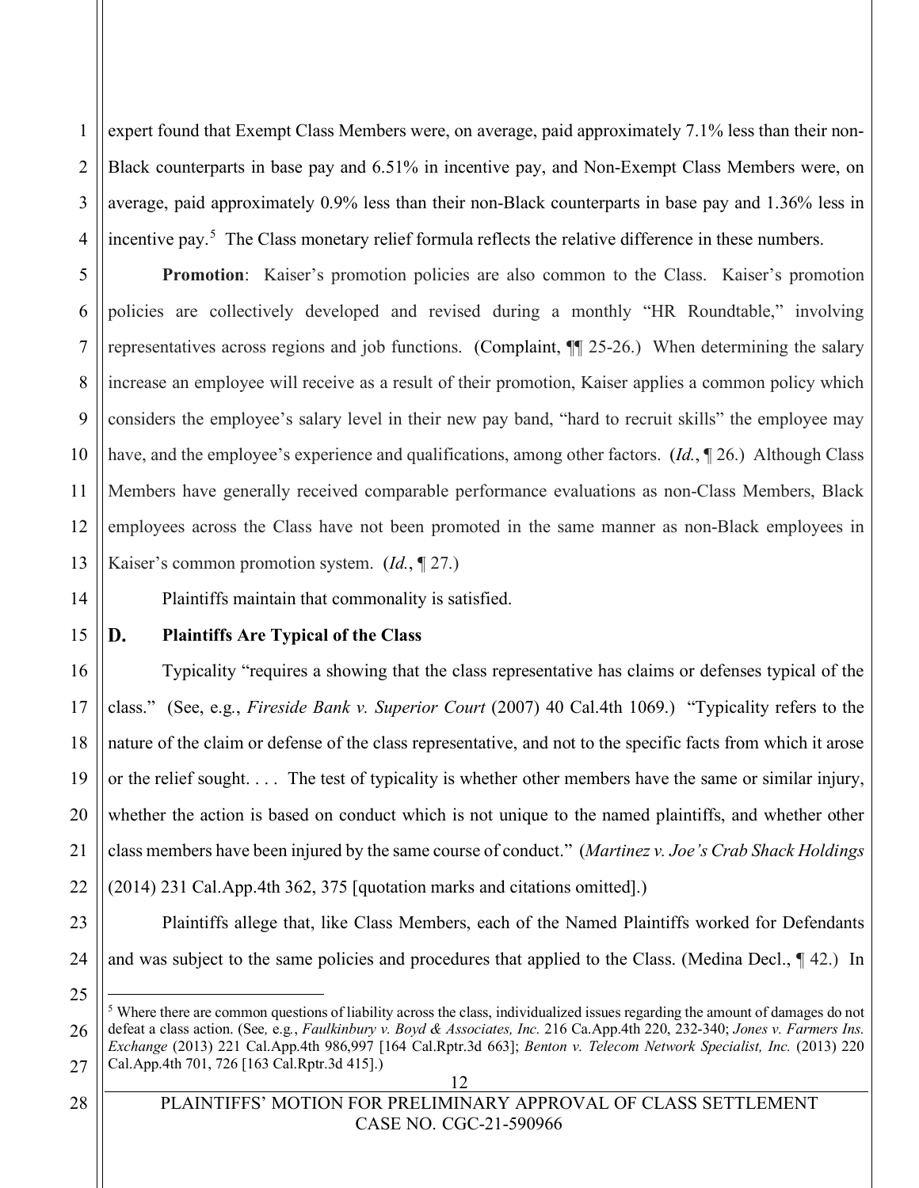expert found that Exempt Class Members were, on average, paid approximately 7.1% less than their non-Black counterparts in base pay and 6.51% in incentive pay, and Non-Exempt Class Members were, on average, paid approximately 0.9% less than their non-Black counterparts in base pay and 1.36% less in incentive pay.[5] The Class monetary relief formula reflects the relative difference in these numbers.

**Promotion**: Kaiser's promotion policies are also common to the Class. Kaiser's promotion policies are collectively developed and revised during a monthly "HR Roundtable," involving representatives across regions and job functions. (Complaint, ¶¶ 25-26.) When determining the salary increase an employee will receive as a result of their promotion, Kaiser applies a common policy which considers the employee's salary level in their new pay band, "hard to recruit skills" the employee may have, and the employee's experience and qualifications, among other factors. (*Id.*, ¶ 26.) Although Class Members have generally received comparable performance evaluations as non-Class Members, Black employees across the Class have not been promoted in the same manner as non-Black employees in Kaiser's common promotion system. (*Id.*, ¶ 27.)

Plaintiffs maintain that commonality is satisfied.

### D. Plaintiffs Are Typical of the Class

Typicality "requires a showing that the class representative has claims or defenses typical of the class." (See, e.g., *Fireside Bank v. Superior Court* (2007) 40 Cal.4th 1069.) "Typicality refers to the nature of the claim or defense of the class representative, and not to the specific facts from which it arose or the relief sought. . . . The test of typicality is whether other members have the same or similar injury, whether the action is based on conduct which is not unique to the named plaintiffs, and whether other class members have been injured by the same course of conduct." (*Martinez v. Joe's Crab Shack Holdings* (2014) 231 Cal.App.4th 362, 375 [quotation marks and citations omitted].)

Plaintiffs allege that, like Class Members, each of the Named Plaintiffs worked for Defendants and was subject to the same policies and procedures that applied to the Class. (Medina Decl., ¶ 42.) In

---

[5] Where there are common questions of liability across the class, individualized issues regarding the amount of damages do not defeat a class action. (See, e.g., *Faulkinbury v. Boyd & Associates, Inc.* 216 Ca.App.4th 220, 232-340; *Jones v. Farmers Ins. Exchange* (2013) 221 Cal.App.4th 986,997 [164 Cal.Rptr.3d 663]; *Benton v. Telecom Network Specialist, Inc.* (2013) 220 Cal.App.4th 701, 726 [163 Cal.Rptr.3d 415].)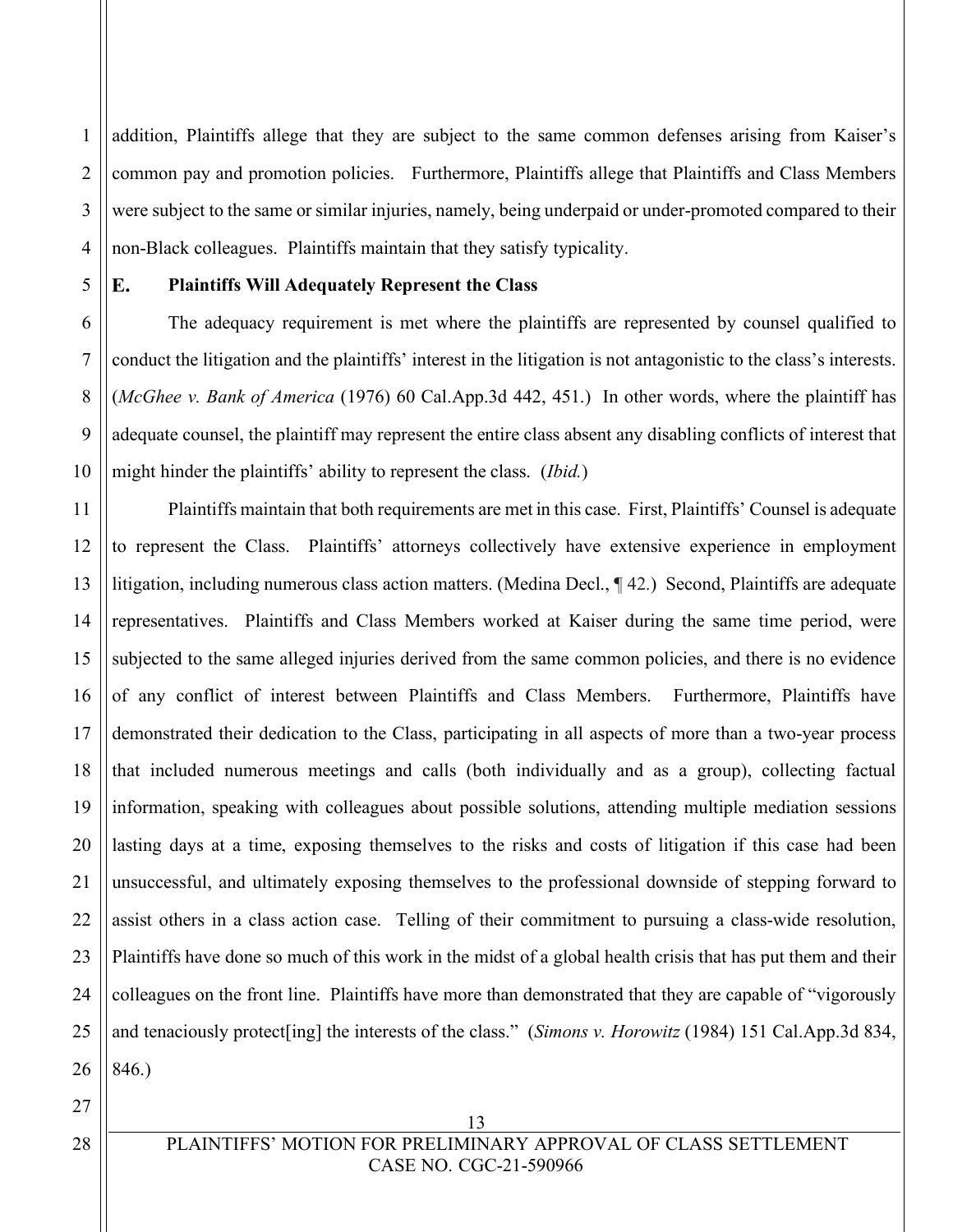addition, Plaintiffs allege that they are subject to the same common defenses arising from Kaiser's common pay and promotion policies. Furthermore, Plaintiffs allege that Plaintiffs and Class Members were subject to the same or similar injuries, namely, being underpaid or under-promoted compared to their non-Black colleagues. Plaintiffs maintain that they satisfy typicality.

### E. Plaintiffs Will Adequately Represent the Class

The adequacy requirement is met where the plaintiffs are represented by counsel qualified to conduct the litigation and the plaintiffs' interest in the litigation is not antagonistic to the class's interests. (*McGhee v. Bank of America* (1976) 60 Cal.App.3d 442, 451.) In other words, where the plaintiff has adequate counsel, the plaintiff may represent the entire class absent any disabling conflicts of interest that might hinder the plaintiffs' ability to represent the class. (*Ibid.*)

Plaintiffs maintain that both requirements are met in this case. First, Plaintiffs' Counsel is adequate to represent the Class. Plaintiffs' attorneys collectively have extensive experience in employment litigation, including numerous class action matters. (Medina Decl., ¶ 42.) Second, Plaintiffs are adequate representatives. Plaintiffs and Class Members worked at Kaiser during the same time period, were subjected to the same alleged injuries derived from the same common policies, and there is no evidence of any conflict of interest between Plaintiffs and Class Members. Furthermore, Plaintiffs have demonstrated their dedication to the Class, participating in all aspects of more than a two-year process that included numerous meetings and calls (both individually and as a group), collecting factual information, speaking with colleagues about possible solutions, attending multiple mediation sessions lasting days at a time, exposing themselves to the risks and costs of litigation if this case had been unsuccessful, and ultimately exposing themselves to the professional downside of stepping forward to assist others in a class action case. Telling of their commitment to pursuing a class-wide resolution, Plaintiffs have done so much of this work in the midst of a global health crisis that has put them and their colleagues on the front line. Plaintiffs have more than demonstrated that they are capable of "vigorously and tenaciously protect[ing] the interests of the class." (*Simons v. Horowitz* (1984) 151 Cal.App.3d 834, 846.)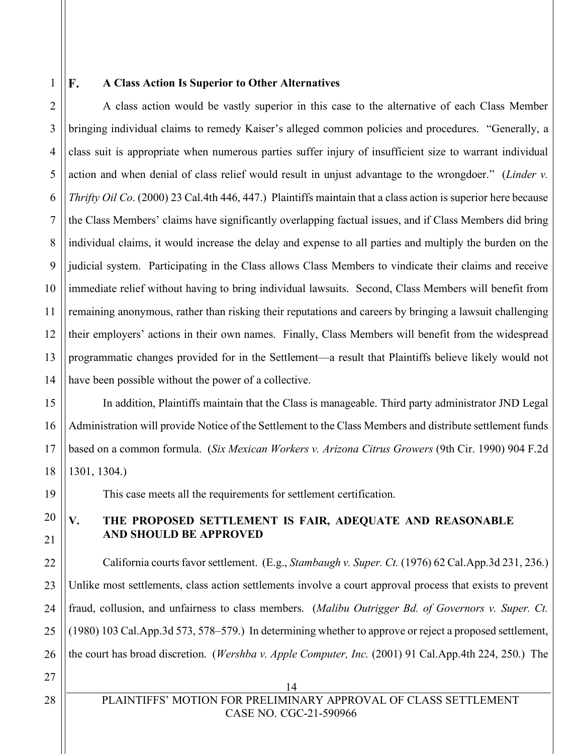### F. A Class Action Is Superior to Other Alternatives

A class action would be vastly superior in this case to the alternative of each Class Member bringing individual claims to remedy Kaiser's alleged common policies and procedures. "Generally, a class suit is appropriate when numerous parties suffer injury of insufficient size to warrant individual action and when denial of class relief would result in unjust advantage to the wrongdoer." (*Linder v. Thrifty Oil Co*. (2000) 23 Cal.4th 446, 447.) Plaintiffs maintain that a class action is superior here because the Class Members' claims have significantly overlapping factual issues, and if Class Members did bring individual claims, it would increase the delay and expense to all parties and multiply the burden on the judicial system. Participating in the Class allows Class Members to vindicate their claims and receive immediate relief without having to bring individual lawsuits. Second, Class Members will benefit from remaining anonymous, rather than risking their reputations and careers by bringing a lawsuit challenging their employers' actions in their own names. Finally, Class Members will benefit from the widespread programmatic changes provided for in the Settlement—a result that Plaintiffs believe likely would not have been possible without the power of a collective.

In addition, Plaintiffs maintain that the Class is manageable. Third party administrator JND Legal Administration will provide Notice of the Settlement to the Class Members and distribute settlement funds based on a common formula. (*Six Mexican Workers v. Arizona Citrus Growers* (9th Cir. 1990) 904 F.2d 1301, 1304.)

This case meets all the requirements for settlement certification.

## V. THE PROPOSED SETTLEMENT IS FAIR, ADEQUATE AND REASONABLE AND SHOULD BE APPROVED

California courts favor settlement. (E.g., *Stambaugh v. Super. Ct.* (1976) 62 Cal.App.3d 231, 236.) Unlike most settlements, class action settlements involve a court approval process that exists to prevent fraud, collusion, and unfairness to class members. (*Malibu Outrigger Bd. of Governors v. Super. Ct.* (1980) 103 Cal.App.3d 573, 578–579.) In determining whether to approve or reject a proposed settlement, the court has broad discretion. (*Wershba v. Apple Computer, Inc.* (2001) 91 Cal.App.4th 224, 250.) The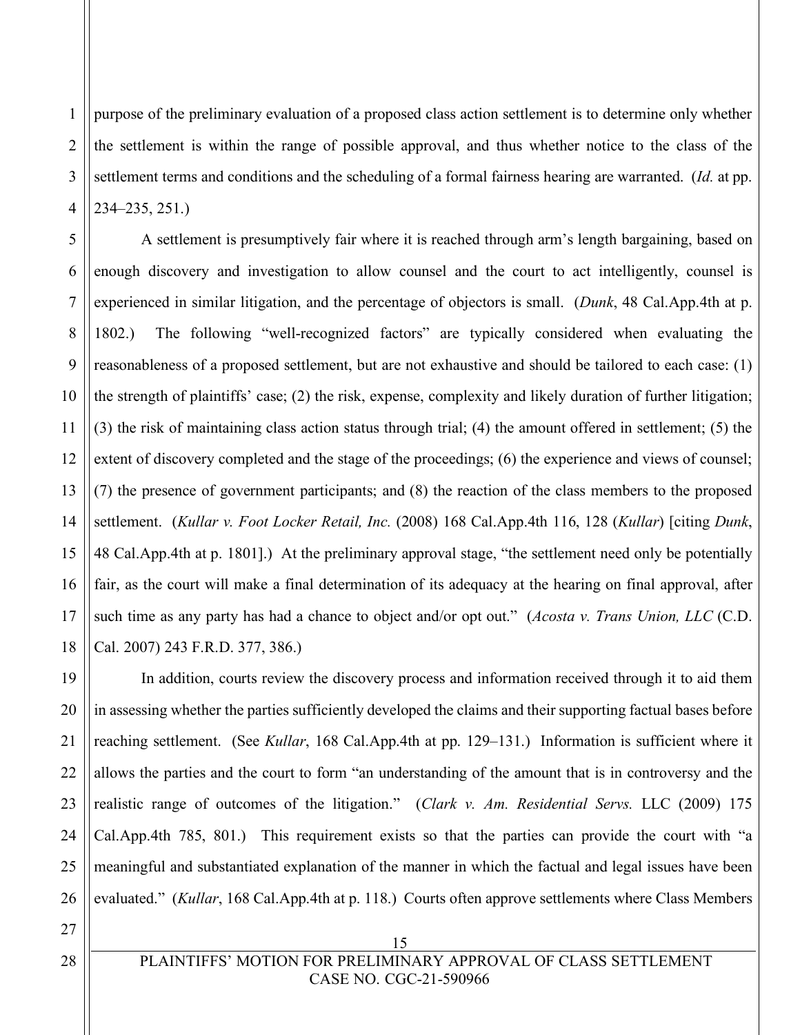purpose of the preliminary evaluation of a proposed class action settlement is to determine only whether the settlement is within the range of possible approval, and thus whether notice to the class of the settlement terms and conditions and the scheduling of a formal fairness hearing are warranted. (*Id.* at pp. 234–235, 251.)

A settlement is presumptively fair where it is reached through arm's length bargaining, based on enough discovery and investigation to allow counsel and the court to act intelligently, counsel is experienced in similar litigation, and the percentage of objectors is small. (*Dunk*, 48 Cal.App.4th at p. 1802.) The following "well-recognized factors" are typically considered when evaluating the reasonableness of a proposed settlement, but are not exhaustive and should be tailored to each case: (1) the strength of plaintiffs' case; (2) the risk, expense, complexity and likely duration of further litigation; (3) the risk of maintaining class action status through trial; (4) the amount offered in settlement; (5) the extent of discovery completed and the stage of the proceedings; (6) the experience and views of counsel; (7) the presence of government participants; and (8) the reaction of the class members to the proposed settlement. (*Kullar v. Foot Locker Retail, Inc.* (2008) 168 Cal.App.4th 116, 128 (*Kullar*) [citing *Dunk*, 48 Cal.App.4th at p. 1801].) At the preliminary approval stage, "the settlement need only be potentially fair, as the court will make a final determination of its adequacy at the hearing on final approval, after such time as any party has had a chance to object and/or opt out." (*Acosta v. Trans Union, LLC* (C.D. Cal. 2007) 243 F.R.D. 377, 386.)

In addition, courts review the discovery process and information received through it to aid them in assessing whether the parties sufficiently developed the claims and their supporting factual bases before reaching settlement. (See *Kullar*, 168 Cal.App.4th at pp. 129–131.) Information is sufficient where it allows the parties and the court to form "an understanding of the amount that is in controversy and the realistic range of outcomes of the litigation." (*Clark v. Am. Residential Servs.* LLC (2009) 175 Cal.App.4th 785, 801.) This requirement exists so that the parties can provide the court with "a meaningful and substantiated explanation of the manner in which the factual and legal issues have been evaluated." (*Kullar*, 168 Cal.App.4th at p. 118.) Courts often approve settlements where Class Members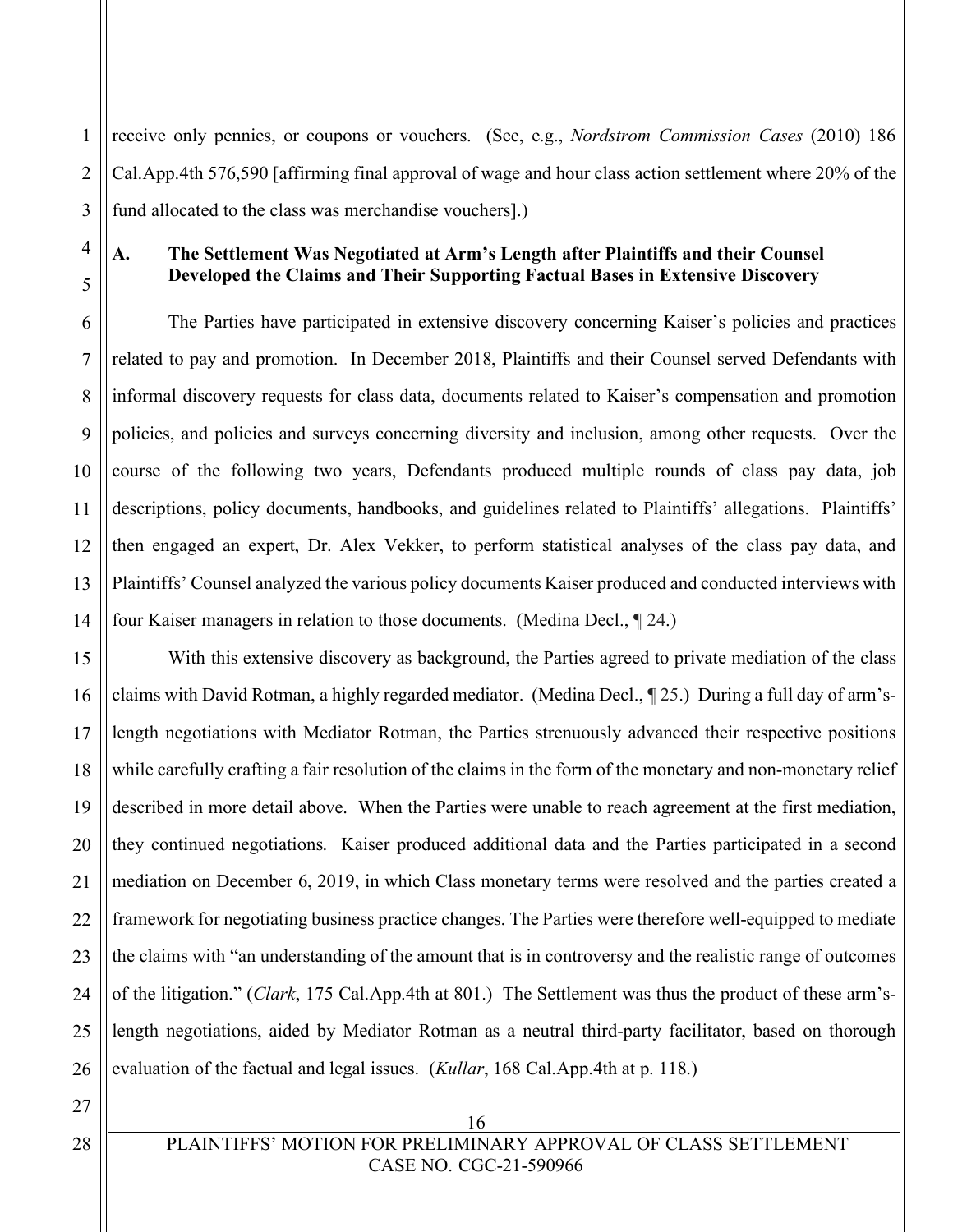receive only pennies, or coupons or vouchers. (See, e.g., *Nordstrom Commission Cases* (2010) 186 Cal.App.4th 576,590 [affirming final approval of wage and hour class action settlement where 20% of the fund allocated to the class was merchandise vouchers].)

### A. The Settlement Was Negotiated at Arm's Length after Plaintiffs and their Counsel Developed the Claims and Their Supporting Factual Bases in Extensive Discovery

The Parties have participated in extensive discovery concerning Kaiser's policies and practices related to pay and promotion. In December 2018, Plaintiffs and their Counsel served Defendants with informal discovery requests for class data, documents related to Kaiser's compensation and promotion policies, and policies and surveys concerning diversity and inclusion, among other requests. Over the course of the following two years, Defendants produced multiple rounds of class pay data, job descriptions, policy documents, handbooks, and guidelines related to Plaintiffs' allegations. Plaintiffs' then engaged an expert, Dr. Alex Vekker, to perform statistical analyses of the class pay data, and Plaintiffs' Counsel analyzed the various policy documents Kaiser produced and conducted interviews with four Kaiser managers in relation to those documents. (Medina Decl., ¶ 24.)

With this extensive discovery as background, the Parties agreed to private mediation of the class claims with David Rotman, a highly regarded mediator. (Medina Decl., ¶ 25.) During a full day of arm's-length negotiations with Mediator Rotman, the Parties strenuously advanced their respective positions while carefully crafting a fair resolution of the claims in the form of the monetary and non-monetary relief described in more detail above. When the Parties were unable to reach agreement at the first mediation, they continued negotiations. Kaiser produced additional data and the Parties participated in a second mediation on December 6, 2019, in which Class monetary terms were resolved and the parties created a framework for negotiating business practice changes. The Parties were therefore well-equipped to mediate the claims with "an understanding of the amount that is in controversy and the realistic range of outcomes of the litigation." (*Clark*, 175 Cal.App.4th at 801.) The Settlement was thus the product of these arm's-length negotiations, aided by Mediator Rotman as a neutral third-party facilitator, based on thorough evaluation of the factual and legal issues. (*Kullar*, 168 Cal.App.4th at p. 118.)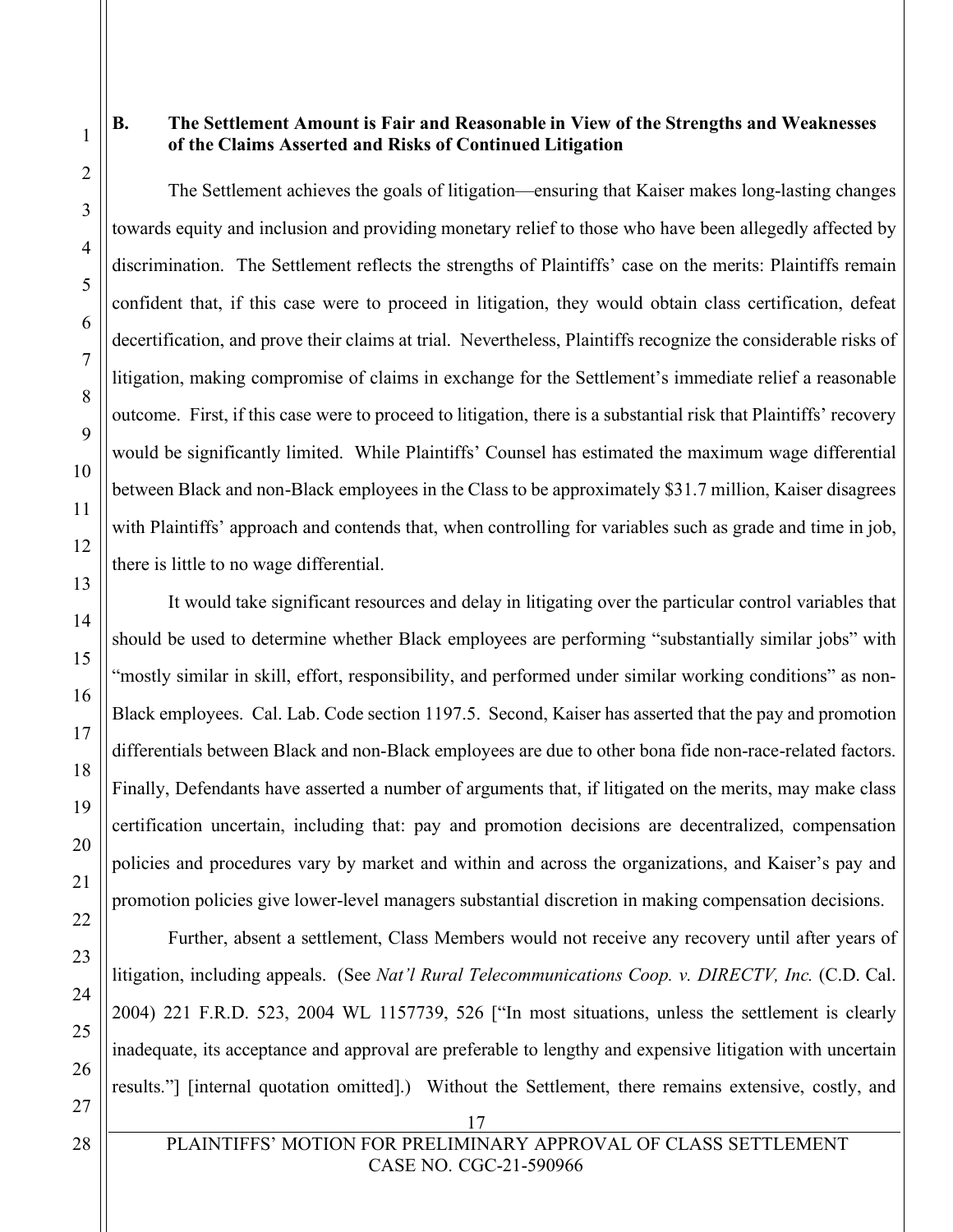### B. The Settlement Amount is Fair and Reasonable in View of the Strengths and Weaknesses of the Claims Asserted and Risks of Continued Litigation

The Settlement achieves the goals of litigation—ensuring that Kaiser makes long-lasting changes towards equity and inclusion and providing monetary relief to those who have been allegedly affected by discrimination. The Settlement reflects the strengths of Plaintiffs' case on the merits: Plaintiffs remain confident that, if this case were to proceed in litigation, they would obtain class certification, defeat decertification, and prove their claims at trial. Nevertheless, Plaintiffs recognize the considerable risks of litigation, making compromise of claims in exchange for the Settlement's immediate relief a reasonable outcome. First, if this case were to proceed to litigation, there is a substantial risk that Plaintiffs' recovery would be significantly limited. While Plaintiffs' Counsel has estimated the maximum wage differential between Black and non-Black employees in the Class to be approximately $31.7 million, Kaiser disagrees with Plaintiffs' approach and contends that, when controlling for variables such as grade and time in job, there is little to no wage differential.

It would take significant resources and delay in litigating over the particular control variables that should be used to determine whether Black employees are performing "substantially similar jobs" with "mostly similar in skill, effort, responsibility, and performed under similar working conditions" as non-Black employees. Cal. Lab. Code section 1197.5. Second, Kaiser has asserted that the pay and promotion differentials between Black and non-Black employees are due to other bona fide non-race-related factors. Finally, Defendants have asserted a number of arguments that, if litigated on the merits, may make class certification uncertain, including that: pay and promotion decisions are decentralized, compensation policies and procedures vary by market and within and across the organizations, and Kaiser's pay and promotion policies give lower-level managers substantial discretion in making compensation decisions.

Further, absent a settlement, Class Members would not receive any recovery until after years of litigation, including appeals. (See *Nat'l Rural Telecommunications Coop. v. DIRECTV, Inc.* (C.D. Cal. 2004) 221 F.R.D. 523, 2004 WL 1157739, 526 ["In most situations, unless the settlement is clearly inadequate, its acceptance and approval are preferable to lengthy and expensive litigation with uncertain results."] [internal quotation omitted].) Without the Settlement, there remains extensive, costly, and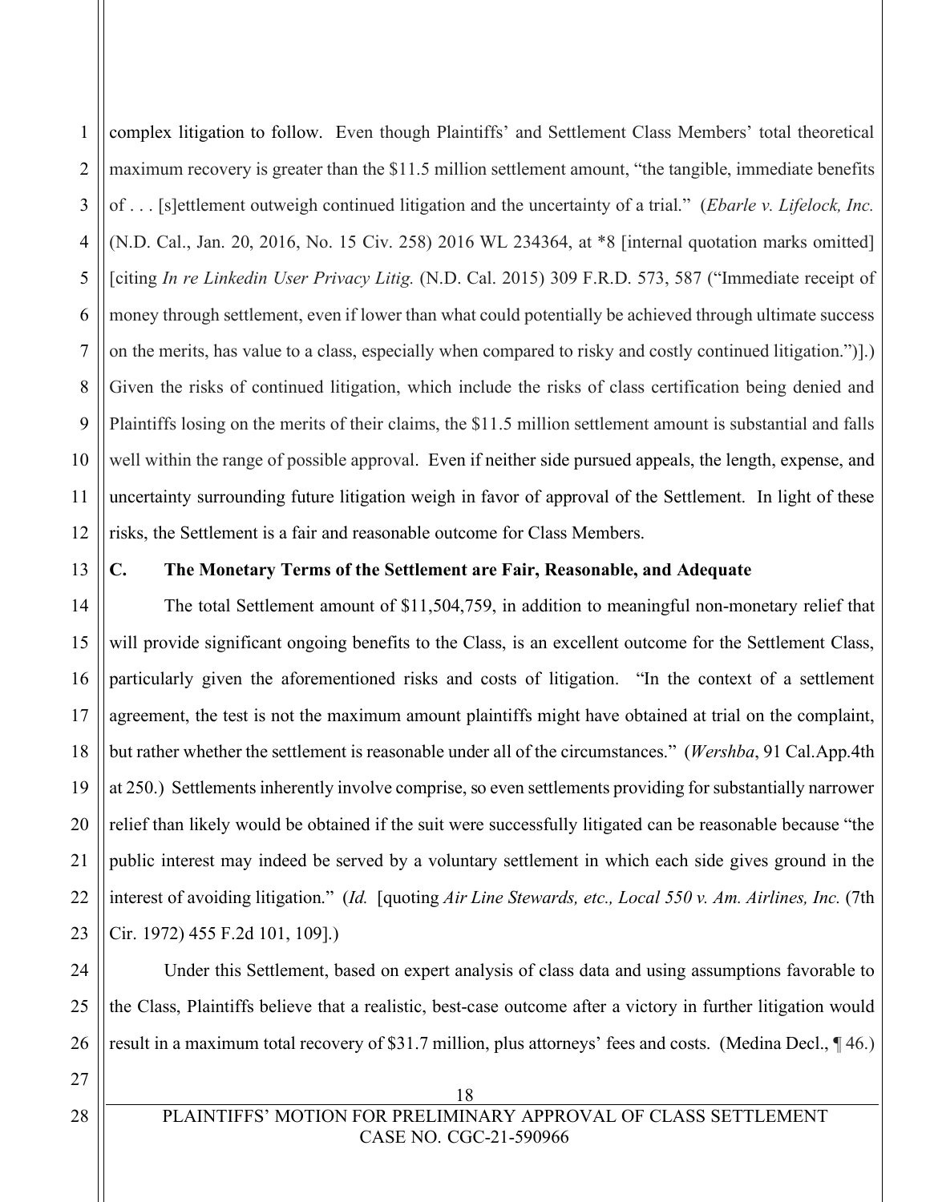complex litigation to follow. Even though Plaintiffs' and Settlement Class Members' total theoretical maximum recovery is greater than the $11.5 million settlement amount, "the tangible, immediate benefits of . . . [s]ettlement outweigh continued litigation and the uncertainty of a trial." (*Ebarle v. Lifelock, Inc.* (N.D. Cal., Jan. 20, 2016, No. 15 Civ. 258) 2016 WL 234364, at *8 [internal quotation marks omitted] [citing *In re Linkedin User Privacy Litig.* (N.D. Cal. 2015) 309 F.R.D. 573, 587 ("Immediate receipt of money through settlement, even if lower than what could potentially be achieved through ultimate success on the merits, has value to a class, especially when compared to risky and costly continued litigation.")].) Given the risks of continued litigation, which include the risks of class certification being denied and Plaintiffs losing on the merits of their claims, the $11.5 million settlement amount is substantial and falls well within the range of possible approval. Even if neither side pursued appeals, the length, expense, and uncertainty surrounding future litigation weigh in favor of approval of the Settlement. In light of these risks, the Settlement is a fair and reasonable outcome for Class Members.

### C. The Monetary Terms of the Settlement are Fair, Reasonable, and Adequate

The total Settlement amount of $11,504,759, in addition to meaningful non-monetary relief that will provide significant ongoing benefits to the Class, is an excellent outcome for the Settlement Class, particularly given the aforementioned risks and costs of litigation. "In the context of a settlement agreement, the test is not the maximum amount plaintiffs might have obtained at trial on the complaint, but rather whether the settlement is reasonable under all of the circumstances." (*Wershba*, 91 Cal.App.4th at 250.) Settlements inherently involve comprise, so even settlements providing for substantially narrower relief than likely would be obtained if the suit were successfully litigated can be reasonable because "the public interest may indeed be served by a voluntary settlement in which each side gives ground in the interest of avoiding litigation." (*Id.* [quoting *Air Line Stewards, etc., Local 550 v. Am. Airlines, Inc.* (7th Cir. 1972) 455 F.2d 101, 109].)

Under this Settlement, based on expert analysis of class data and using assumptions favorable to the Class, Plaintiffs believe that a realistic, best-case outcome after a victory in further litigation would result in a maximum total recovery of $31.7 million, plus attorneys' fees and costs. (Medina Decl., ¶ 46.)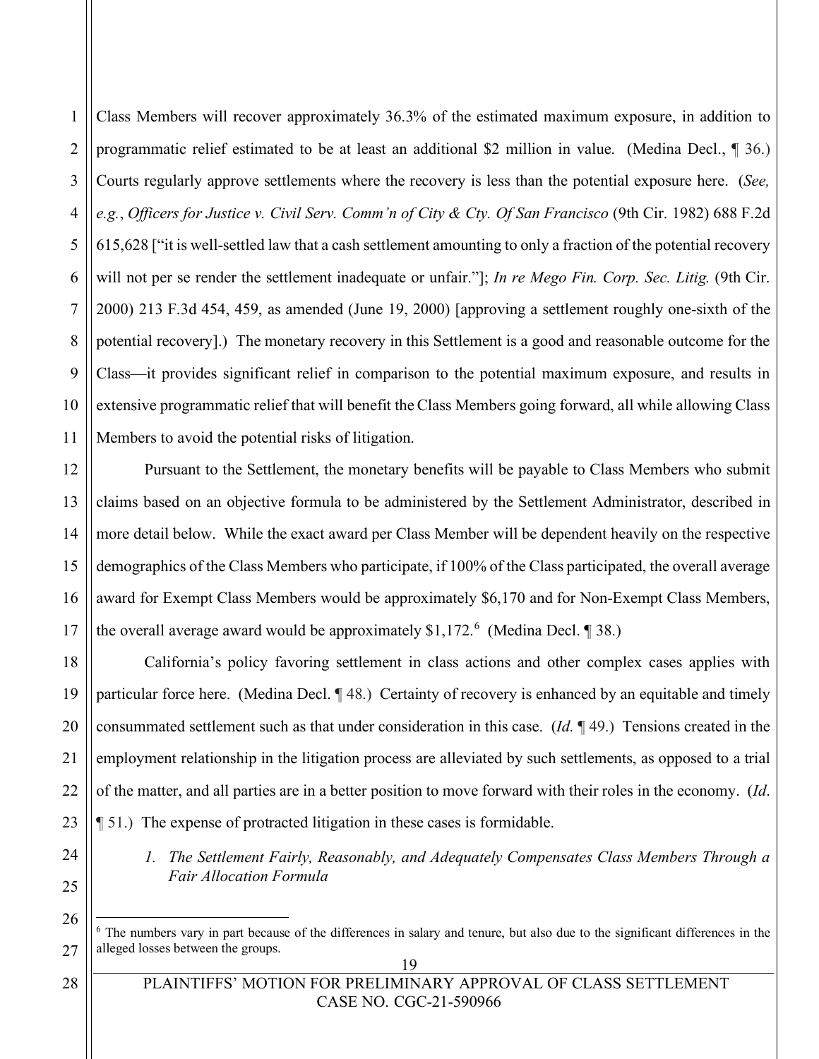Class Members will recover approximately 36.3% of the estimated maximum exposure, in addition to programmatic relief estimated to be at least an additional $2 million in value. (Medina Decl., ¶ 36.) Courts regularly approve settlements where the recovery is less than the potential exposure here. (*See, e.g.*, *Officers for Justice v. Civil Serv. Comm'n of City & Cty. Of San Francisco* (9th Cir. 1982) 688 F.2d 615,628 ["it is well-settled law that a cash settlement amounting to only a fraction of the potential recovery will not per se render the settlement inadequate or unfair."]; *In re Mego Fin. Corp. Sec. Litig.* (9th Cir. 2000) 213 F.3d 454, 459, as amended (June 19, 2000) [approving a settlement roughly one-sixth of the potential recovery].) The monetary recovery in this Settlement is a good and reasonable outcome for the Class—it provides significant relief in comparison to the potential maximum exposure, and results in extensive programmatic relief that will benefit the Class Members going forward, all while allowing Class Members to avoid the potential risks of litigation.

Pursuant to the Settlement, the monetary benefits will be payable to Class Members who submit claims based on an objective formula to be administered by the Settlement Administrator, described in more detail below. While the exact award per Class Member will be dependent heavily on the respective demographics of the Class Members who participate, if 100% of the Class participated, the overall average award for Exempt Class Members would be approximately $6,170 and for Non-Exempt Class Members, the overall average award would be approximately $1,172.[6] (Medina Decl. ¶ 38.)

California's policy favoring settlement in class actions and other complex cases applies with particular force here. (Medina Decl. ¶ 48.) Certainty of recovery is enhanced by an equitable and timely consummated settlement such as that under consideration in this case. (*Id.* ¶ 49.) Tensions created in the employment relationship in the litigation process are alleviated by such settlements, as opposed to a trial of the matter, and all parties are in a better position to move forward with their roles in the economy. (*Id*. ¶ 51.) The expense of protracted litigation in these cases is formidable.

*1. The Settlement Fairly, Reasonably, and Adequately Compensates Class Members Through a Fair Allocation Formula*

---

[6] The numbers vary in part because of the differences in salary and tenure, but also due to the significant differences in the alleged losses between the groups.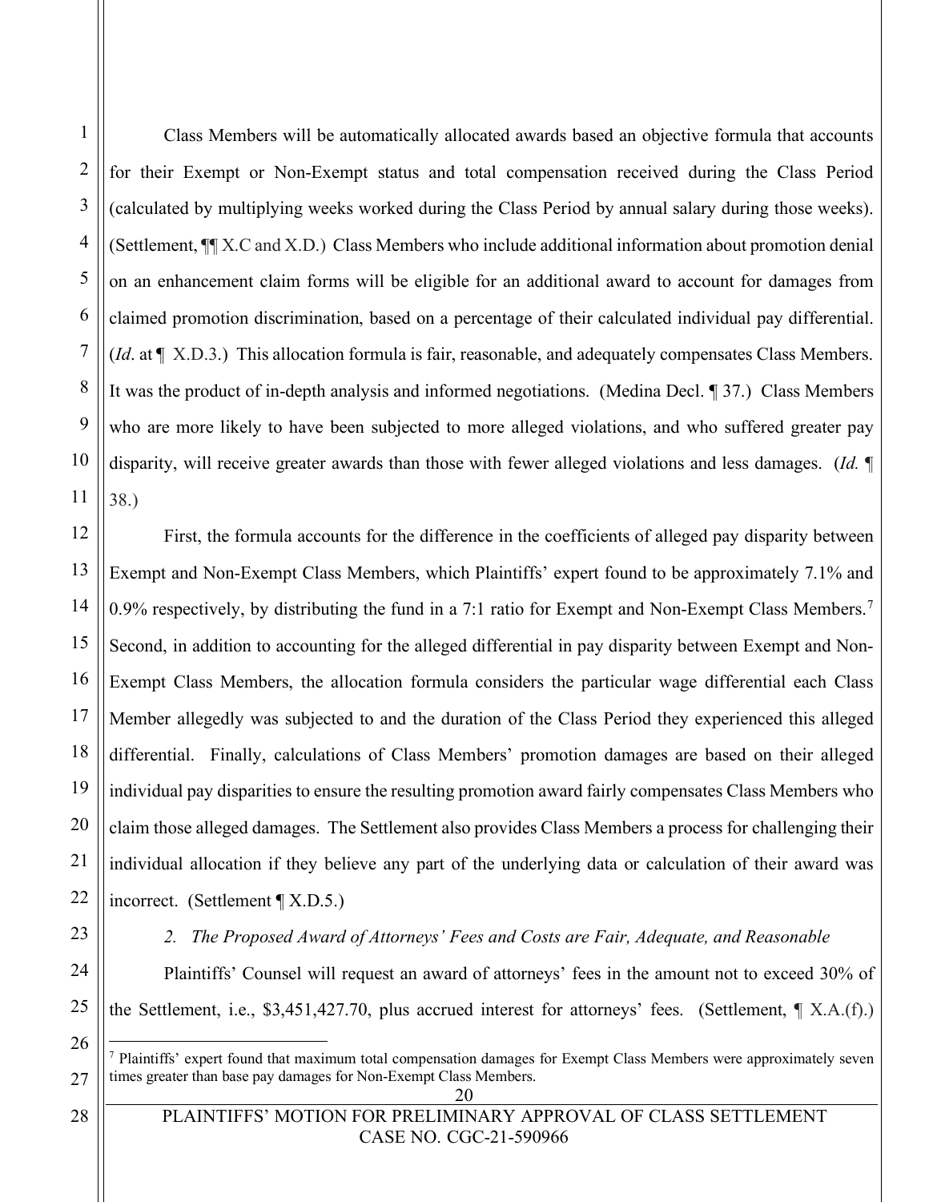Class Members will be automatically allocated awards based an objective formula that accounts for their Exempt or Non-Exempt status and total compensation received during the Class Period (calculated by multiplying weeks worked during the Class Period by annual salary during those weeks). (Settlement, ¶¶ X.C and X.D.) Class Members who include additional information about promotion denial on an enhancement claim forms will be eligible for an additional award to account for damages from claimed promotion discrimination, based on a percentage of their calculated individual pay differential. (*Id*. at ¶ X.D.3.) This allocation formula is fair, reasonable, and adequately compensates Class Members. It was the product of in-depth analysis and informed negotiations. (Medina Decl. ¶ 37.) Class Members who are more likely to have been subjected to more alleged violations, and who suffered greater pay disparity, will receive greater awards than those with fewer alleged violations and less damages. (*Id.* ¶ 38.)

First, the formula accounts for the difference in the coefficients of alleged pay disparity between Exempt and Non-Exempt Class Members, which Plaintiffs' expert found to be approximately 7.1% and 0.9% respectively, by distributing the fund in a 7:1 ratio for Exempt and Non-Exempt Class Members.[7] Second, in addition to accounting for the alleged differential in pay disparity between Exempt and Non-Exempt Class Members, the allocation formula considers the particular wage differential each Class Member allegedly was subjected to and the duration of the Class Period they experienced this alleged differential. Finally, calculations of Class Members' promotion damages are based on their alleged individual pay disparities to ensure the resulting promotion award fairly compensates Class Members who claim those alleged damages. The Settlement also provides Class Members a process for challenging their individual allocation if they believe any part of the underlying data or calculation of their award was incorrect. (Settlement ¶ X.D.5.)

*2. The Proposed Award of Attorneys' Fees and Costs are Fair, Adequate, and Reasonable*

Plaintiffs' Counsel will request an award of attorneys' fees in the amount not to exceed 30% of the Settlement, i.e., $3,451,427.70, plus accrued interest for attorneys' fees. (Settlement, ¶ X.A.(f).)

---

[7] Plaintiffs' expert found that maximum total compensation damages for Exempt Class Members were approximately seven times greater than base pay damages for Non-Exempt Class Members.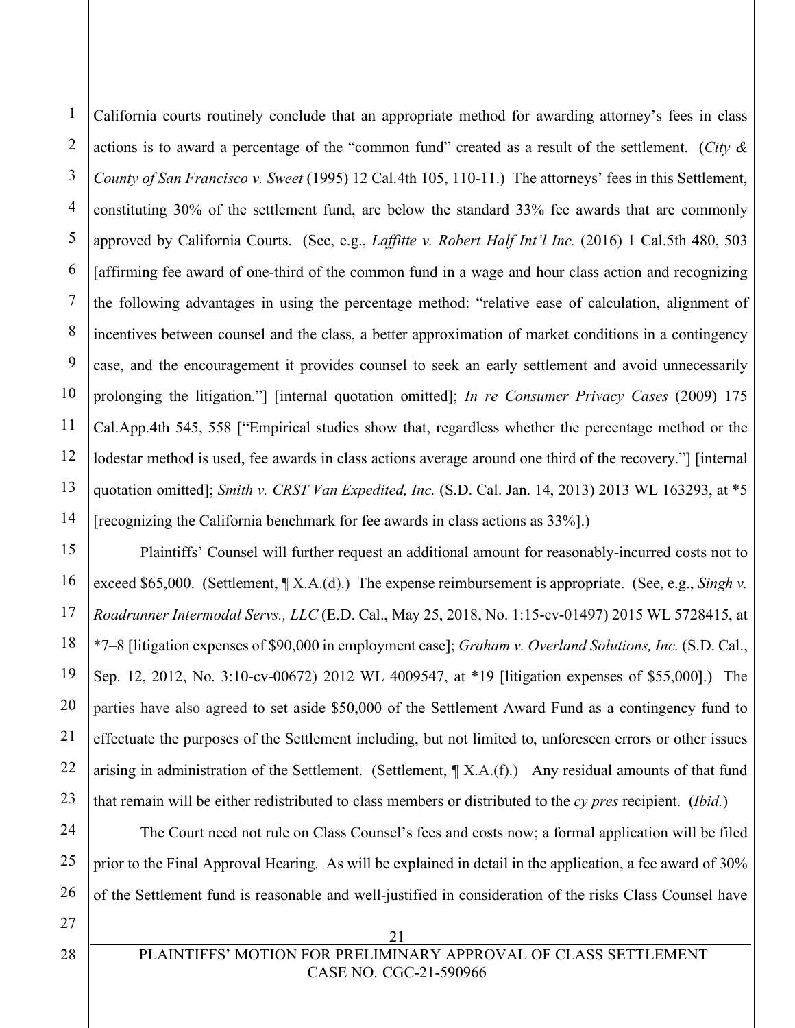California courts routinely conclude that an appropriate method for awarding attorney's fees in class actions is to award a percentage of the "common fund" created as a result of the settlement. (*City & County of San Francisco v. Sweet* (1995) 12 Cal.4th 105, 110-11.) The attorneys' fees in this Settlement, constituting 30% of the settlement fund, are below the standard 33% fee awards that are commonly approved by California Courts. (See, e.g., *Laffitte v. Robert Half Int'l Inc.* (2016) 1 Cal.5th 480, 503 [affirming fee award of one-third of the common fund in a wage and hour class action and recognizing the following advantages in using the percentage method: "relative ease of calculation, alignment of incentives between counsel and the class, a better approximation of market conditions in a contingency case, and the encouragement it provides counsel to seek an early settlement and avoid unnecessarily prolonging the litigation."] [internal quotation omitted]; *In re Consumer Privacy Cases* (2009) 175 Cal.App.4th 545, 558 ["Empirical studies show that, regardless whether the percentage method or the lodestar method is used, fee awards in class actions average around one third of the recovery."] [internal quotation omitted]; *Smith v. CRST Van Expedited, Inc.* (S.D. Cal. Jan. 14, 2013) 2013 WL 163293, at *5 [recognizing the California benchmark for fee awards in class actions as 33%].)

Plaintiffs' Counsel will further request an additional amount for reasonably-incurred costs not to exceed $65,000. (Settlement, ¶ X.A.(d).) The expense reimbursement is appropriate. (See, e.g., *Singh v. Roadrunner Intermodal Servs., LLC* (E.D. Cal., May 25, 2018, No. 1:15-cv-01497) 2015 WL 5728415, at *7–8 [litigation expenses of $90,000 in employment case]; *Graham v. Overland Solutions, Inc.* (S.D. Cal., Sep. 12, 2012, No. 3:10-cv-00672) 2012 WL 4009547, at *19 [litigation expenses of $55,000].) The parties have also agreed to set aside $50,000 of the Settlement Award Fund as a contingency fund to effectuate the purposes of the Settlement including, but not limited to, unforeseen errors or other issues arising in administration of the Settlement. (Settlement, ¶ X.A.(f).) Any residual amounts of that fund that remain will be either redistributed to class members or distributed to the *cy pres* recipient. (*Ibid.*)

The Court need not rule on Class Counsel's fees and costs now; a formal application will be filed prior to the Final Approval Hearing. As will be explained in detail in the application, a fee award of 30% of the Settlement fund is reasonable and well-justified in consideration of the risks Class Counsel have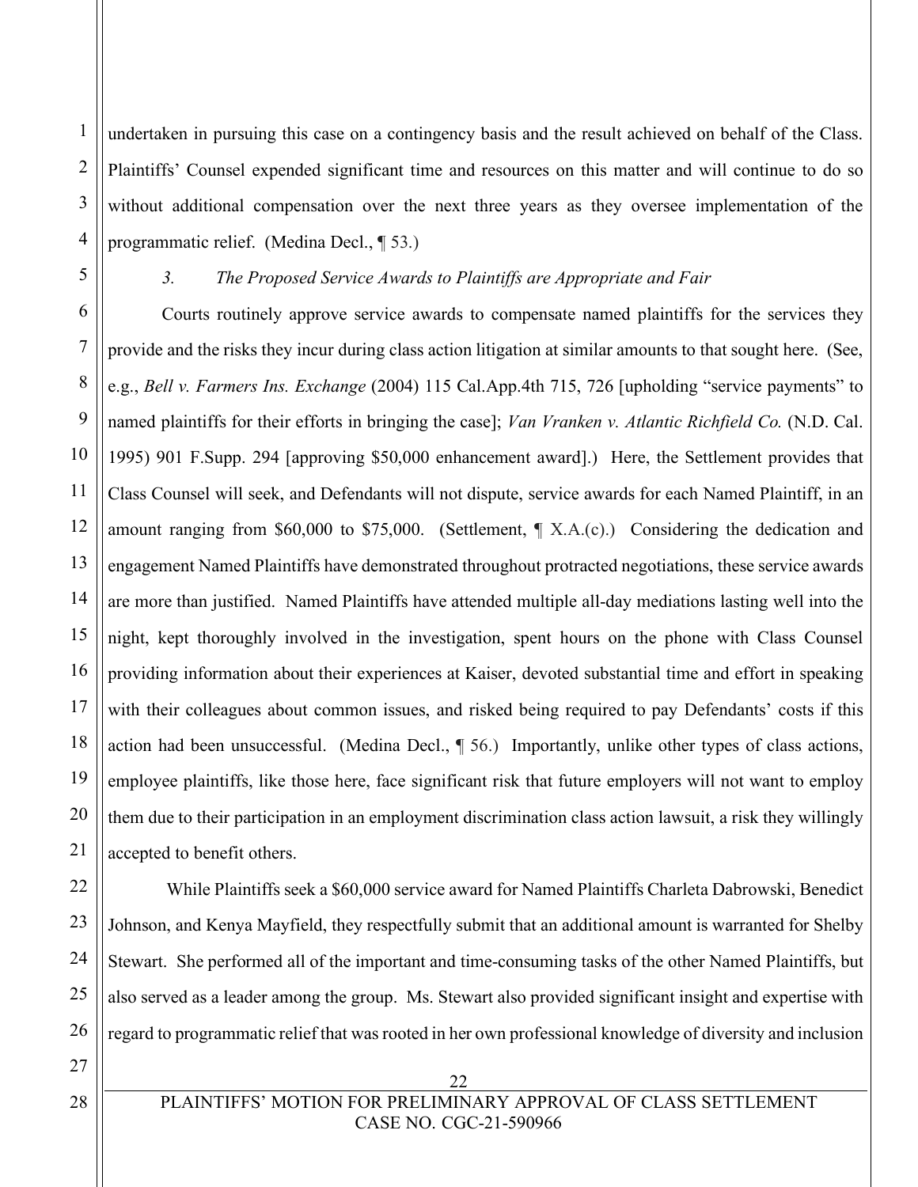undertaken in pursuing this case on a contingency basis and the result achieved on behalf of the Class. Plaintiffs' Counsel expended significant time and resources on this matter and will continue to do so without additional compensation over the next three years as they oversee implementation of the programmatic relief. (Medina Decl., ¶ 53.)

*3. The Proposed Service Awards to Plaintiffs are Appropriate and Fair*

Courts routinely approve service awards to compensate named plaintiffs for the services they provide and the risks they incur during class action litigation at similar amounts to that sought here. (See, e.g., *Bell v. Farmers Ins. Exchange* (2004) 115 Cal.App.4th 715, 726 [upholding "service payments" to named plaintiffs for their efforts in bringing the case]; *Van Vranken v. Atlantic Richfield Co.* (N.D. Cal. 1995) 901 F.Supp. 294 [approving $50,000 enhancement award].) Here, the Settlement provides that Class Counsel will seek, and Defendants will not dispute, service awards for each Named Plaintiff, in an amount ranging from $60,000 to $75,000. (Settlement, ¶ X.A.(c).) Considering the dedication and engagement Named Plaintiffs have demonstrated throughout protracted negotiations, these service awards are more than justified. Named Plaintiffs have attended multiple all-day mediations lasting well into the night, kept thoroughly involved in the investigation, spent hours on the phone with Class Counsel providing information about their experiences at Kaiser, devoted substantial time and effort in speaking with their colleagues about common issues, and risked being required to pay Defendants' costs if this action had been unsuccessful. (Medina Decl., ¶ 56.) Importantly, unlike other types of class actions, employee plaintiffs, like those here, face significant risk that future employers will not want to employ them due to their participation in an employment discrimination class action lawsuit, a risk they willingly accepted to benefit others.

While Plaintiffs seek a $60,000 service award for Named Plaintiffs Charleta Dabrowski, Benedict Johnson, and Kenya Mayfield, they respectfully submit that an additional amount is warranted for Shelby Stewart. She performed all of the important and time-consuming tasks of the other Named Plaintiffs, but also served as a leader among the group. Ms. Stewart also provided significant insight and expertise with regard to programmatic relief that was rooted in her own professional knowledge of diversity and inclusion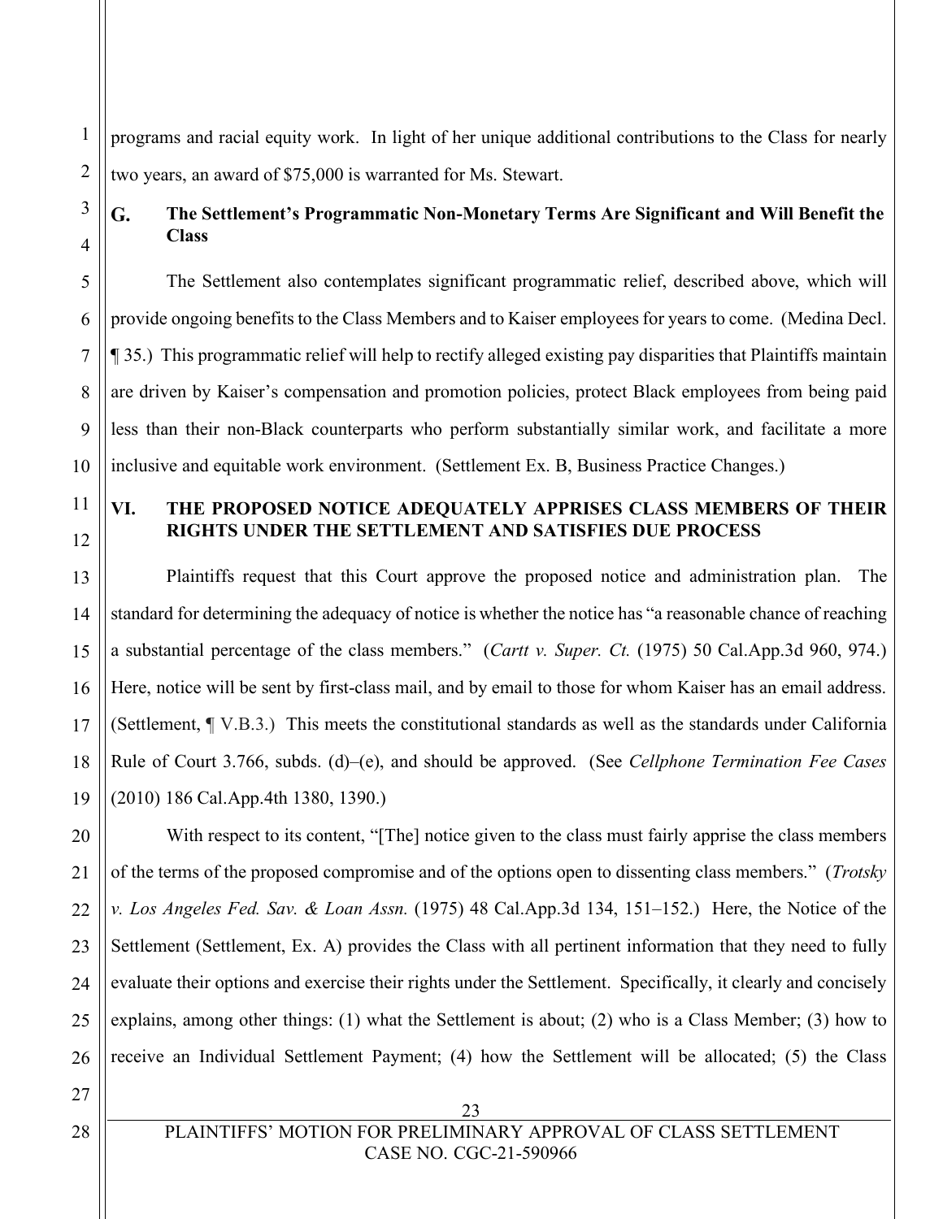programs and racial equity work. In light of her unique additional contributions to the Class for nearly two years, an award of $75,000 is warranted for Ms. Stewart.

### G. The Settlement's Programmatic Non-Monetary Terms Are Significant and Will Benefit the Class

The Settlement also contemplates significant programmatic relief, described above, which will provide ongoing benefits to the Class Members and to Kaiser employees for years to come. (Medina Decl. ¶ 35.) This programmatic relief will help to rectify alleged existing pay disparities that Plaintiffs maintain are driven by Kaiser's compensation and promotion policies, protect Black employees from being paid less than their non-Black counterparts who perform substantially similar work, and facilitate a more inclusive and equitable work environment. (Settlement Ex. B, Business Practice Changes.)

## VI. THE PROPOSED NOTICE ADEQUATELY APPRISES CLASS MEMBERS OF THEIR RIGHTS UNDER THE SETTLEMENT AND SATISFIES DUE PROCESS

Plaintiffs request that this Court approve the proposed notice and administration plan. The standard for determining the adequacy of notice is whether the notice has "a reasonable chance of reaching a substantial percentage of the class members." (*Cartt v. Super. Ct.* (1975) 50 Cal.App.3d 960, 974.) Here, notice will be sent by first-class mail, and by email to those for whom Kaiser has an email address. (Settlement, ¶ V.B.3.) This meets the constitutional standards as well as the standards under California Rule of Court 3.766, subds. (d)–(e), and should be approved. (See *Cellphone Termination Fee Cases* (2010) 186 Cal.App.4th 1380, 1390.)

With respect to its content, "[The] notice given to the class must fairly apprise the class members of the terms of the proposed compromise and of the options open to dissenting class members." (*Trotsky v. Los Angeles Fed. Sav. & Loan Assn.* (1975) 48 Cal.App.3d 134, 151–152.) Here, the Notice of the Settlement (Settlement, Ex. A) provides the Class with all pertinent information that they need to fully evaluate their options and exercise their rights under the Settlement. Specifically, it clearly and concisely explains, among other things: (1) what the Settlement is about; (2) who is a Class Member; (3) how to receive an Individual Settlement Payment; (4) how the Settlement will be allocated; (5) the Class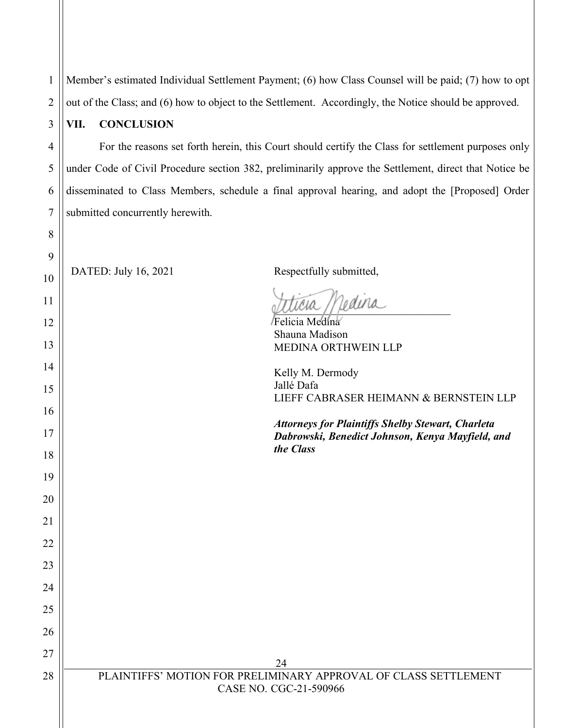Member's estimated Individual Settlement Payment; (6) how Class Counsel will be paid; (7) how to opt out of the Class; and (6) how to object to the Settlement. Accordingly, the Notice should be approved.

## VII. CONCLUSION

For the reasons set forth herein, this Court should certify the Class for settlement purposes only under Code of Civil Procedure section 382, preliminarily approve the Settlement, direct that Notice be disseminated to Class Members, schedule a final approval hearing, and adopt the [Proposed] Order submitted concurrently herewith.

DATED: July 16, 2021

Respectfully submitted,

Felicia Medina
Shauna Madison
MEDINA ORTHWEIN LLP

Kelly M. Dermody
Jallé Dafa
LIEFF CABRASER HEIMANN & BERNSTEIN LLP

***Attorneys for Plaintiffs Shelby Stewart, Charleta Dabrowski, Benedict Johnson, Kenya Mayfield, and the Class***

PLAINTIFFS' MOTION FOR PRELIMINARY APPROVAL OF CLASS SETTLEMENT
CASE NO. CGC-21-590966